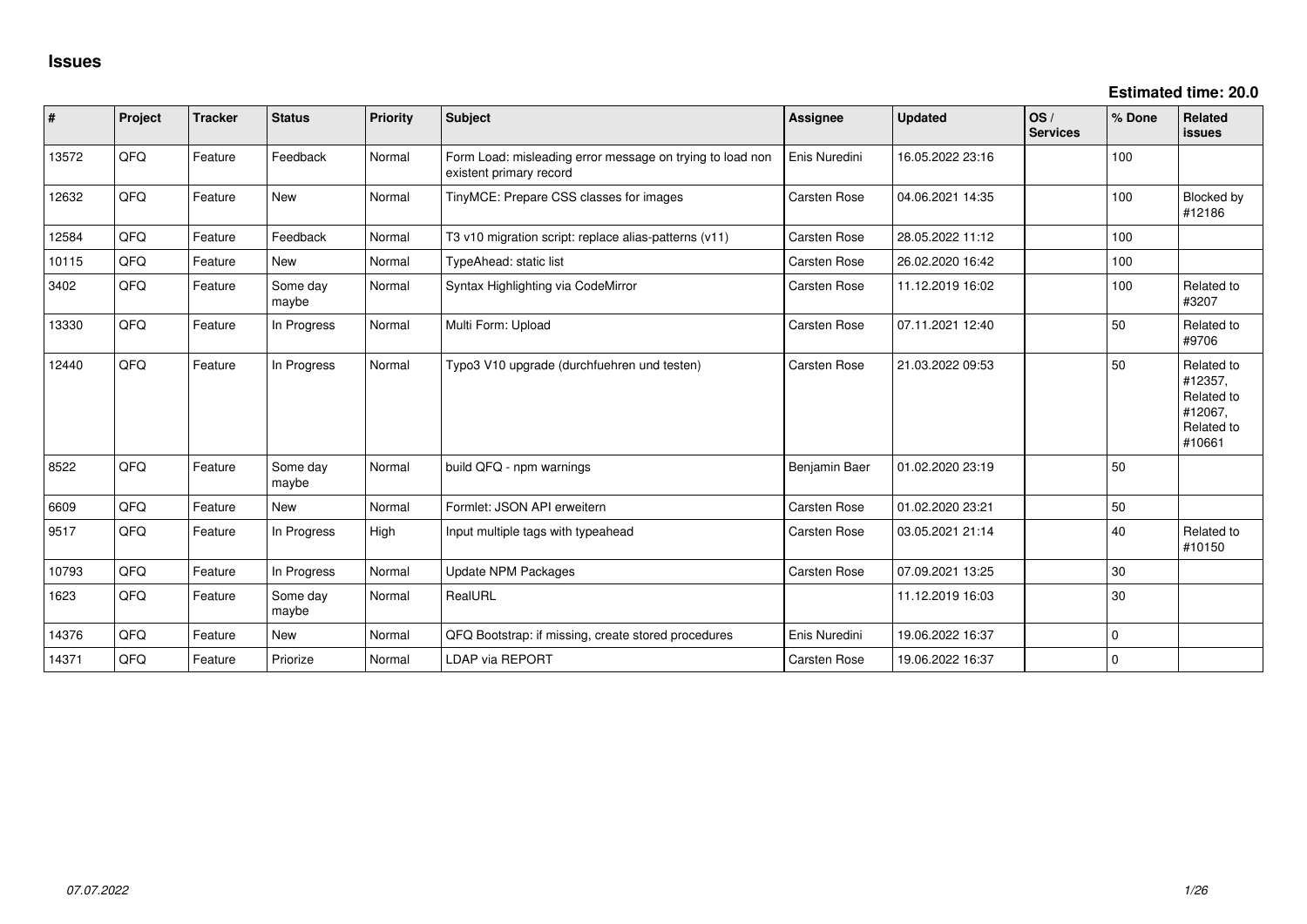# Issues

**Estimated time: 20.0**

| # | Project | Tracker | Status | Priority | Subject | Assignee | Updated | OS / Services | % Done | Related issues |
|---|---|---|---|---|---|---|---|---|---|---|
| 13572 | QFQ | Feature | Feedback | Normal | Form Load: misleading error message on trying to load non existent primary record | Enis Nuredini | 16.05.2022 23:16 | | 100 | |
| 12632 | QFQ | Feature | New | Normal | TinyMCE: Prepare CSS classes for images | Carsten Rose | 04.06.2021 14:35 | | 100 | Blocked by #12186 |
| 12584 | QFQ | Feature | Feedback | Normal | T3 v10 migration script: replace alias-patterns (v11) | Carsten Rose | 28.05.2022 11:12 | | 100 | |
| 10115 | QFQ | Feature | New | Normal | TypeAhead: static list | Carsten Rose | 26.02.2020 16:42 | | 100 | |
| 3402 | QFQ | Feature | Some day maybe | Normal | Syntax Highlighting via CodeMirror | Carsten Rose | 11.12.2019 16:02 | | 100 | Related to #3207 |
| 13330 | QFQ | Feature | In Progress | Normal | Multi Form: Upload | Carsten Rose | 07.11.2021 12:40 | | 50 | Related to #9706 |
| 12440 | QFQ | Feature | In Progress | Normal | Typo3 V10 upgrade (durchfuehren und testen) | Carsten Rose | 21.03.2022 09:53 | | 50 | Related to #12357, Related to #12067, Related to #10661 |
| 8522 | QFQ | Feature | Some day maybe | Normal | build QFQ - npm warnings | Benjamin Baer | 01.02.2020 23:19 | | 50 | |
| 6609 | QFQ | Feature | New | Normal | Formlet: JSON API erweitern | Carsten Rose | 01.02.2020 23:21 | | 50 | |
| 9517 | QFQ | Feature | In Progress | High | Input multiple tags with typeahead | Carsten Rose | 03.05.2021 21:14 | | 40 | Related to #10150 |
| 10793 | QFQ | Feature | In Progress | Normal | Update NPM Packages | Carsten Rose | 07.09.2021 13:25 | | 30 | |
| 1623 | QFQ | Feature | Some day maybe | Normal | RealURL | | 11.12.2019 16:03 | | 30 | |
| 14376 | QFQ | Feature | New | Normal | QFQ Bootstrap: if missing, create stored procedures | Enis Nuredini | 19.06.2022 16:37 | | 0 | |
| 14371 | QFQ | Feature | Priorize | Normal | LDAP via REPORT | Carsten Rose | 19.06.2022 16:37 | | 0 | |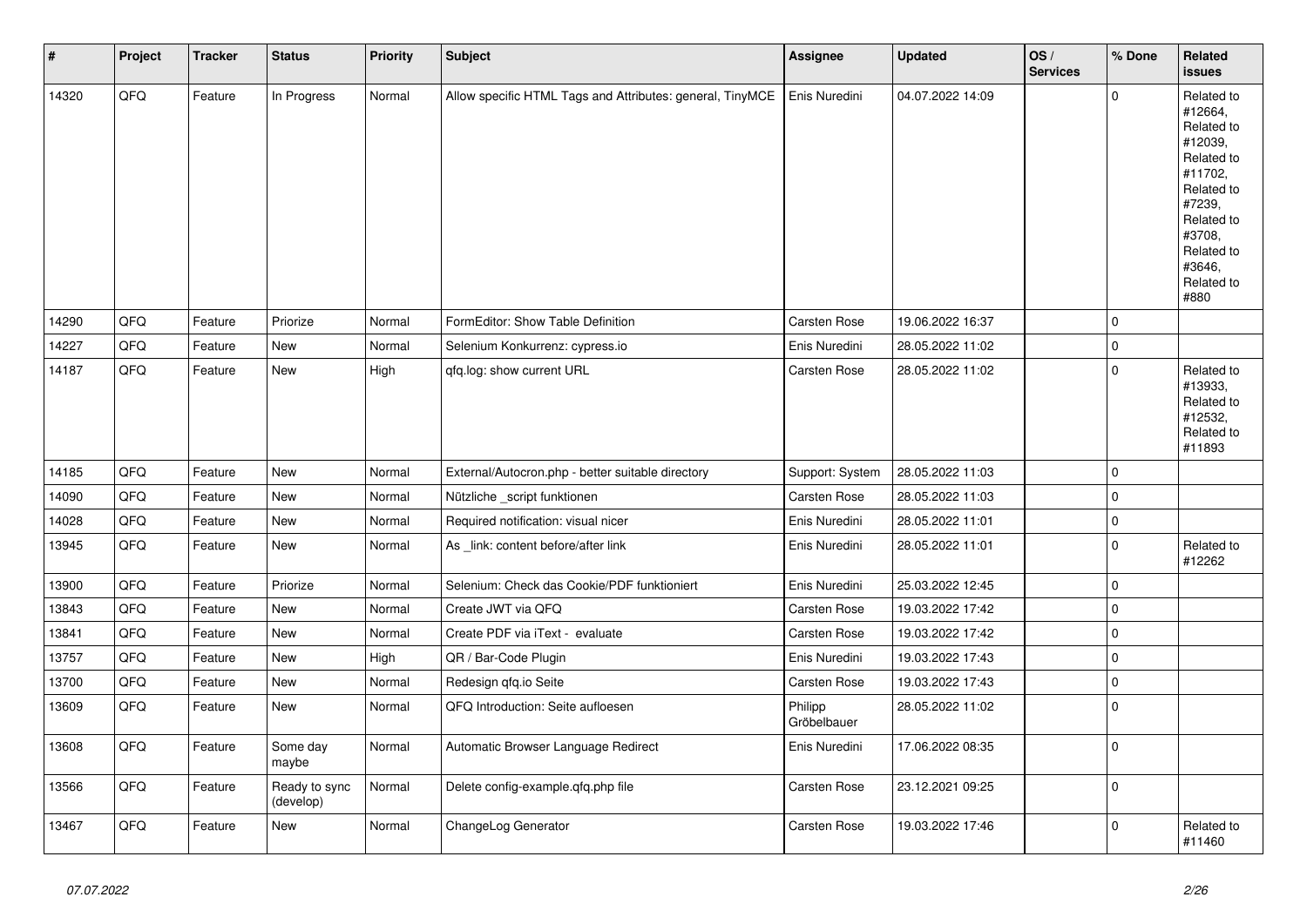| # | Project | Tracker | Status | Priority | Subject | Assignee | Updated | OS / Services | % Done | Related issues |
|---|---|---|---|---|---|---|---|---|---|---|
| 14320 | QFQ | Feature | In Progress | Normal | Allow specific HTML Tags and Attributes: general, TinyMCE | Enis Nuredini | 04.07.2022 14:09 | | 0 | Related to #12664, Related to #12039, Related to #11702, Related to #7239, Related to #3708, Related to #3646, Related to #880 |
| 14290 | QFQ | Feature | Priorize | Normal | FormEditor: Show Table Definition | Carsten Rose | 19.06.2022 16:37 | | 0 | |
| 14227 | QFQ | Feature | New | Normal | Selenium Konkurrenz: cypress.io | Enis Nuredini | 28.05.2022 11:02 | | 0 | |
| 14187 | QFQ | Feature | New | High | qfq.log: show current URL | Carsten Rose | 28.05.2022 11:02 | | 0 | Related to #13933, Related to #12532, Related to #11893 |
| 14185 | QFQ | Feature | New | Normal | External/Autocron.php - better suitable directory | Support: System | 28.05.2022 11:03 | | 0 | |
| 14090 | QFQ | Feature | New | Normal | Nützliche _script funktionen | Carsten Rose | 28.05.2022 11:03 | | 0 | |
| 14028 | QFQ | Feature | New | Normal | Required notification: visual nicer | Enis Nuredini | 28.05.2022 11:01 | | 0 | |
| 13945 | QFQ | Feature | New | Normal | As _link: content before/after link | Enis Nuredini | 28.05.2022 11:01 | | 0 | Related to #12262 |
| 13900 | QFQ | Feature | Priorize | Normal | Selenium: Check das Cookie/PDF funktioniert | Enis Nuredini | 25.03.2022 12:45 | | 0 | |
| 13843 | QFQ | Feature | New | Normal | Create JWT via QFQ | Carsten Rose | 19.03.2022 17:42 | | 0 | |
| 13841 | QFQ | Feature | New | Normal | Create PDF via iText - evaluate | Carsten Rose | 19.03.2022 17:42 | | 0 | |
| 13757 | QFQ | Feature | New | High | QR / Bar-Code Plugin | Enis Nuredini | 19.03.2022 17:43 | | 0 | |
| 13700 | QFQ | Feature | New | Normal | Redesign qfq.io Seite | Carsten Rose | 19.03.2022 17:43 | | 0 | |
| 13609 | QFQ | Feature | New | Normal | QFQ Introduction: Seite aufloesen | Philipp Gröbelbauer | 28.05.2022 11:02 | | 0 | |
| 13608 | QFQ | Feature | Some day maybe | Normal | Automatic Browser Language Redirect | Enis Nuredini | 17.06.2022 08:35 | | 0 | |
| 13566 | QFQ | Feature | Ready to sync (develop) | Normal | Delete config-example.qfq.php file | Carsten Rose | 23.12.2021 09:25 | | 0 | |
| 13467 | QFQ | Feature | New | Normal | ChangeLog Generator | Carsten Rose | 19.03.2022 17:46 | | 0 | Related to #11460 |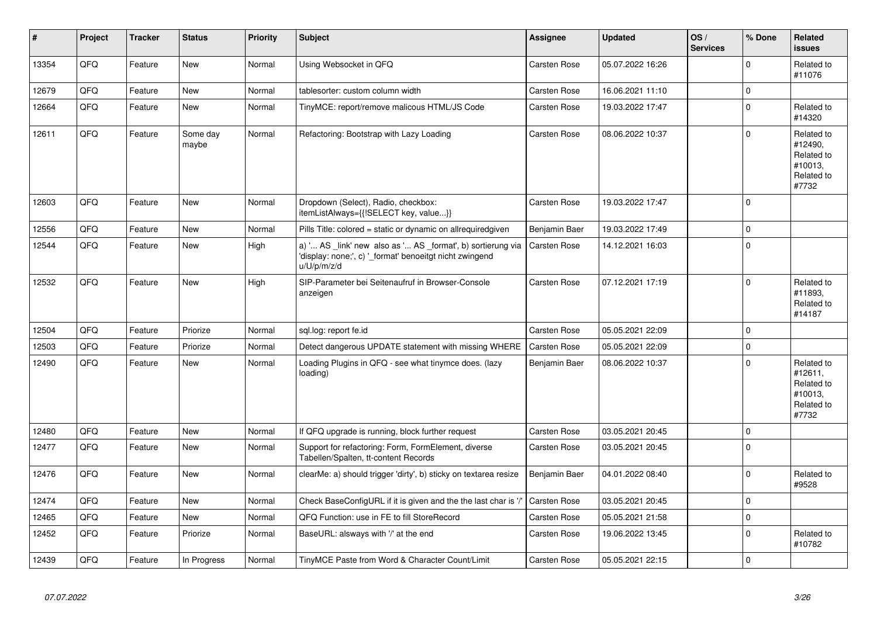| # | Project | Tracker | Status | Priority | Subject | Assignee | Updated | OS / Services | % Done | Related issues |
|---|---|---|---|---|---|---|---|---|---|---|
| 13354 | QFQ | Feature | New | Normal | Using Websocket in QFQ | Carsten Rose | 05.07.2022 16:26 | | 0 | Related to #11076 |
| 12679 | QFQ | Feature | New | Normal | tablesorter: custom column width | Carsten Rose | 16.06.2021 11:10 | | 0 | |
| 12664 | QFQ | Feature | New | Normal | TinyMCE: report/remove malicous HTML/JS Code | Carsten Rose | 19.03.2022 17:47 | | 0 | Related to #14320 |
| 12611 | QFQ | Feature | Some day maybe | Normal | Refactoring: Bootstrap with Lazy Loading | Carsten Rose | 08.06.2022 10:37 | | 0 | Related to #12490, Related to #10013, Related to #7732 |
| 12603 | QFQ | Feature | New | Normal | Dropdown (Select), Radio, checkbox: itemListAlways={{!SELECT key, value...}} | Carsten Rose | 19.03.2022 17:47 | | 0 | |
| 12556 | QFQ | Feature | New | Normal | Pills Title: colored = static or dynamic on allrequiredgiven | Benjamin Baer | 19.03.2022 17:49 | | 0 | |
| 12544 | QFQ | Feature | New | High | a) '... AS _link' new also as '... AS _format', b) sortierung via 'display: none;', c) '_format' benoeitgt nicht zwingend u/U/p/m/z/d | Carsten Rose | 14.12.2021 16:03 | | 0 | |
| 12532 | QFQ | Feature | New | High | SIP-Parameter bei Seitenaufruf in Browser-Console anzeigen | Carsten Rose | 07.12.2021 17:19 | | 0 | Related to #11893, Related to #14187 |
| 12504 | QFQ | Feature | Priorize | Normal | sql.log: report fe.id | Carsten Rose | 05.05.2021 22:09 | | 0 | |
| 12503 | QFQ | Feature | Priorize | Normal | Detect dangerous UPDATE statement with missing WHERE | Carsten Rose | 05.05.2021 22:09 | | 0 | |
| 12490 | QFQ | Feature | New | Normal | Loading Plugins in QFQ - see what tinymce does. (lazy loading) | Benjamin Baer | 08.06.2022 10:37 | | 0 | Related to #12611, Related to #10013, Related to #7732 |
| 12480 | QFQ | Feature | New | Normal | If QFQ upgrade is running, block further request | Carsten Rose | 03.05.2021 20:45 | | 0 | |
| 12477 | QFQ | Feature | New | Normal | Support for refactoring: Form, FormElement, diverse Tabellen/Spalten, tt-content Records | Carsten Rose | 03.05.2021 20:45 | | 0 | |
| 12476 | QFQ | Feature | New | Normal | clearMe: a) should trigger 'dirty', b) sticky on textarea resize | Benjamin Baer | 04.01.2022 08:40 | | 0 | Related to #9528 |
| 12474 | QFQ | Feature | New | Normal | Check BaseConfigURL if it is given and the the last char is '/' | Carsten Rose | 03.05.2021 20:45 | | 0 | |
| 12465 | QFQ | Feature | New | Normal | QFQ Function: use in FE to fill StoreRecord | Carsten Rose | 05.05.2021 21:58 | | 0 | |
| 12452 | QFQ | Feature | Priorize | Normal | BaseURL: alsways with '/' at the end | Carsten Rose | 19.06.2022 13:45 | | 0 | Related to #10782 |
| 12439 | QFQ | Feature | In Progress | Normal | TinyMCE Paste from Word & Character Count/Limit | Carsten Rose | 05.05.2021 22:15 | | 0 | |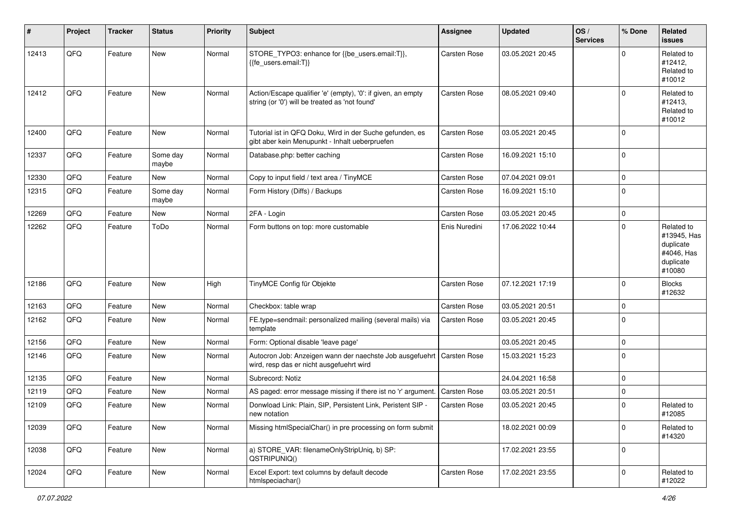| # | Project | Tracker | Status | Priority | Subject | Assignee | Updated | OS / Services | % Done | Related issues |
|---|---|---|---|---|---|---|---|---|---|---|
| 12413 | QFQ | Feature | New | Normal | STORE_TYPO3: enhance for {{be_users.email:T}}, {{fe_users.email:T}} | Carsten Rose | 03.05.2021 20:45 | | 0 | Related to #12412, Related to #10012 |
| 12412 | QFQ | Feature | New | Normal | Action/Escape qualifier 'e' (empty), '0': if given, an empty string (or '0') will be treated as 'not found' | Carsten Rose | 08.05.2021 09:40 | | 0 | Related to #12413, Related to #10012 |
| 12400 | QFQ | Feature | New | Normal | Tutorial ist in QFQ Doku, Wird in der Suche gefunden, es gibt aber kein Menupunkt - Inhalt ueberpruefen | Carsten Rose | 03.05.2021 20:45 | | 0 | |
| 12337 | QFQ | Feature | Some day maybe | Normal | Database.php: better caching | Carsten Rose | 16.09.2021 15:10 | | 0 | |
| 12330 | QFQ | Feature | New | Normal | Copy to input field / text area / TinyMCE | Carsten Rose | 07.04.2021 09:01 | | 0 | |
| 12315 | QFQ | Feature | Some day maybe | Normal | Form History (Diffs) / Backups | Carsten Rose | 16.09.2021 15:10 | | 0 | |
| 12269 | QFQ | Feature | New | Normal | 2FA - Login | Carsten Rose | 03.05.2021 20:45 | | 0 | |
| 12262 | QFQ | Feature | ToDo | Normal | Form buttons on top: more customable | Enis Nuredini | 17.06.2022 10:44 | | 0 | Related to #13945, Has duplicate #4046, Has duplicate #10080 |
| 12186 | QFQ | Feature | New | High | TinyMCE Config für Objekte | Carsten Rose | 07.12.2021 17:19 | | 0 | Blocks #12632 |
| 12163 | QFQ | Feature | New | Normal | Checkbox: table wrap | Carsten Rose | 03.05.2021 20:51 | | 0 | |
| 12162 | QFQ | Feature | New | Normal | FE.type=sendmail: personalized mailing (several mails) via template | Carsten Rose | 03.05.2021 20:45 | | 0 | |
| 12156 | QFQ | Feature | New | Normal | Form: Optional disable 'leave page' | | 03.05.2021 20:45 | | 0 | |
| 12146 | QFQ | Feature | New | Normal | Autocron Job: Anzeigen wann der naechste Job ausgefuehrt wird, resp das er nicht ausgefuehrt wird | Carsten Rose | 15.03.2021 15:23 | | 0 | |
| 12135 | QFQ | Feature | New | Normal | Subrecord: Notiz | | 24.04.2021 16:58 | | 0 | |
| 12119 | QFQ | Feature | New | Normal | AS paged: error message missing if there ist no 'r' argument. | Carsten Rose | 03.05.2021 20:51 | | 0 | |
| 12109 | QFQ | Feature | New | Normal | Donwload Link: Plain, SIP, Persistent Link, Peristent SIP - new notation | Carsten Rose | 03.05.2021 20:45 | | 0 | Related to #12085 |
| 12039 | QFQ | Feature | New | Normal | Missing htmlSpecialChar() in pre processing on form submit | | 18.02.2021 00:09 | | 0 | Related to #14320 |
| 12038 | QFQ | Feature | New | Normal | a) STORE_VAR: filenameOnlyStripUniq, b) SP: QSTRIPUNIQ() | | 17.02.2021 23:55 | | 0 | |
| 12024 | QFQ | Feature | New | Normal | Excel Export: text columns by default decode htmlspeciachar() | Carsten Rose | 17.02.2021 23:55 | | 0 | Related to #12022 |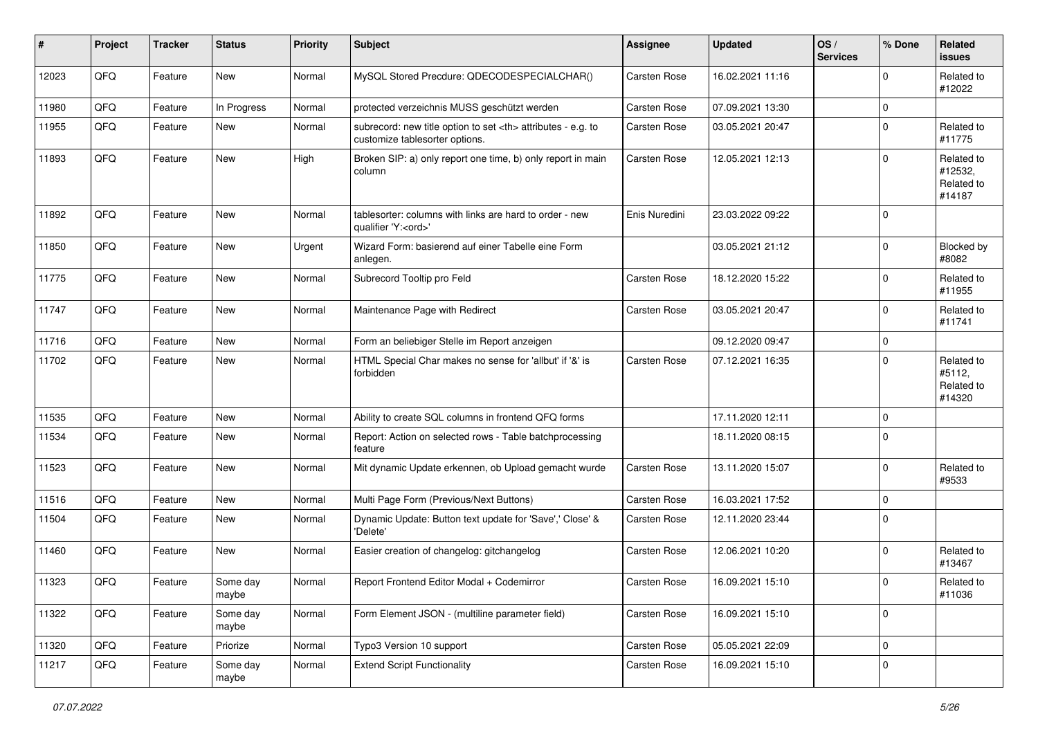| # | Project | Tracker | Status | Priority | Subject | Assignee | Updated | OS / Services | % Done | Related issues |
|---|---|---|---|---|---|---|---|---|---|---|
| 12023 | QFQ | Feature | New | Normal | MySQL Stored Precdure: QDECODESPECIALCHAR() | Carsten Rose | 16.02.2021 11:16 | | 0 | Related to #12022 |
| 11980 | QFQ | Feature | In Progress | Normal | protected verzeichnis MUSS geschützt werden | Carsten Rose | 07.09.2021 13:30 | | 0 | |
| 11955 | QFQ | Feature | New | Normal | subrecord: new title option to set <th> attributes - e.g. to customize tablesorter options. | Carsten Rose | 03.05.2021 20:47 | | 0 | Related to #11775 |
| 11893 | QFQ | Feature | New | High | Broken SIP: a) only report one time, b) only report in main column | Carsten Rose | 12.05.2021 12:13 | | 0 | Related to #12532, Related to #14187 |
| 11892 | QFQ | Feature | New | Normal | tablesorter: columns with links are hard to order - new qualifier 'Y:<ord>' | Enis Nuredini | 23.03.2022 09:22 | | 0 | |
| 11850 | QFQ | Feature | New | Urgent | Wizard Form: basierend auf einer Tabelle eine Form anlegen. | | 03.05.2021 21:12 | | 0 | Blocked by #8082 |
| 11775 | QFQ | Feature | New | Normal | Subrecord Tooltip pro Feld | Carsten Rose | 18.12.2020 15:22 | | 0 | Related to #11955 |
| 11747 | QFQ | Feature | New | Normal | Maintenance Page with Redirect | Carsten Rose | 03.05.2021 20:47 | | 0 | Related to #11741 |
| 11716 | QFQ | Feature | New | Normal | Form an beliebiger Stelle im Report anzeigen | | 09.12.2020 09:47 | | 0 | |
| 11702 | QFQ | Feature | New | Normal | HTML Special Char makes no sense for 'allbut' if '&' is forbidden | Carsten Rose | 07.12.2021 16:35 | | 0 | Related to #5112, Related to #14320 |
| 11535 | QFQ | Feature | New | Normal | Ability to create SQL columns in frontend QFQ forms | | 17.11.2020 12:11 | | 0 | |
| 11534 | QFQ | Feature | New | Normal | Report: Action on selected rows - Table batchprocessing feature | | 18.11.2020 08:15 | | 0 | |
| 11523 | QFQ | Feature | New | Normal | Mit dynamic Update erkennen, ob Upload gemacht wurde | Carsten Rose | 13.11.2020 15:07 | | 0 | Related to #9533 |
| 11516 | QFQ | Feature | New | Normal | Multi Page Form (Previous/Next Buttons) | Carsten Rose | 16.03.2021 17:52 | | 0 | |
| 11504 | QFQ | Feature | New | Normal | Dynamic Update: Button text update for 'Save',' Close' & 'Delete' | Carsten Rose | 12.11.2020 23:44 | | 0 | |
| 11460 | QFQ | Feature | New | Normal | Easier creation of changelog: gitchangelog | Carsten Rose | 12.06.2021 10:20 | | 0 | Related to #13467 |
| 11323 | QFQ | Feature | Some day maybe | Normal | Report Frontend Editor Modal + Codemirror | Carsten Rose | 16.09.2021 15:10 | | 0 | Related to #11036 |
| 11322 | QFQ | Feature | Some day maybe | Normal | Form Element JSON - (multiline parameter field) | Carsten Rose | 16.09.2021 15:10 | | 0 | |
| 11320 | QFQ | Feature | Priorize | Normal | Typo3 Version 10 support | Carsten Rose | 05.05.2021 22:09 | | 0 | |
| 11217 | QFQ | Feature | Some day maybe | Normal | Extend Script Functionality | Carsten Rose | 16.09.2021 15:10 | | 0 | |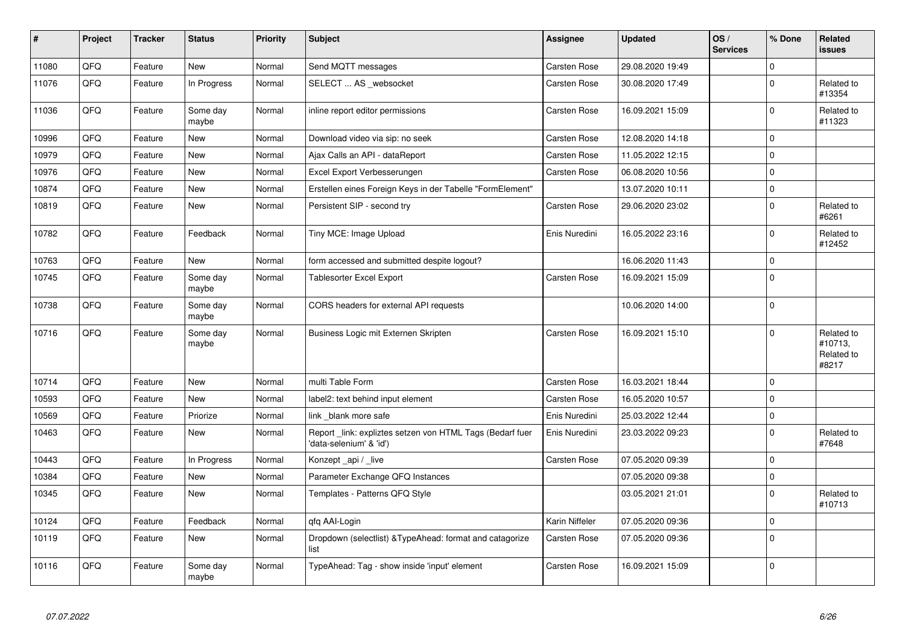| # | Project | Tracker | Status | Priority | Subject | Assignee | Updated | OS / Services | % Done | Related issues |
|---|---|---|---|---|---|---|---|---|---|---|
| 11080 | QFQ | Feature | New | Normal | Send MQTT messages | Carsten Rose | 29.08.2020 19:49 | | 0 | |
| 11076 | QFQ | Feature | In Progress | Normal | SELECT ... AS _websocket | Carsten Rose | 30.08.2020 17:49 | | 0 | Related to #13354 |
| 11036 | QFQ | Feature | Some day maybe | Normal | inline report editor permissions | Carsten Rose | 16.09.2021 15:09 | | 0 | Related to #11323 |
| 10996 | QFQ | Feature | New | Normal | Download video via sip: no seek | Carsten Rose | 12.08.2020 14:18 | | 0 | |
| 10979 | QFQ | Feature | New | Normal | Ajax Calls an API - dataReport | Carsten Rose | 11.05.2022 12:15 | | 0 | |
| 10976 | QFQ | Feature | New | Normal | Excel Export Verbesserungen | Carsten Rose | 06.08.2020 10:56 | | 0 | |
| 10874 | QFQ | Feature | New | Normal | Erstellen eines Foreign Keys in der Tabelle "FormElement" | | 13.07.2020 10:11 | | 0 | |
| 10819 | QFQ | Feature | New | Normal | Persistent SIP - second try | Carsten Rose | 29.06.2020 23:02 | | 0 | Related to #6261 |
| 10782 | QFQ | Feature | Feedback | Normal | Tiny MCE: Image Upload | Enis Nuredini | 16.05.2022 23:16 | | 0 | Related to #12452 |
| 10763 | QFQ | Feature | New | Normal | form accessed and submitted despite logout? | | 16.06.2020 11:43 | | 0 | |
| 10745 | QFQ | Feature | Some day maybe | Normal | Tablesorter Excel Export | Carsten Rose | 16.09.2021 15:09 | | 0 | |
| 10738 | QFQ | Feature | Some day maybe | Normal | CORS headers for external API requests | | 10.06.2020 14:00 | | 0 | |
| 10716 | QFQ | Feature | Some day maybe | Normal | Business Logic mit Externen Skripten | Carsten Rose | 16.09.2021 15:10 | | 0 | Related to #10713, Related to #8217 |
| 10714 | QFQ | Feature | New | Normal | multi Table Form | Carsten Rose | 16.03.2021 18:44 | | 0 | |
| 10593 | QFQ | Feature | New | Normal | label2: text behind input element | Carsten Rose | 16.05.2020 10:57 | | 0 | |
| 10569 | QFQ | Feature | Priorize | Normal | link _blank more safe | Enis Nuredini | 25.03.2022 12:44 | | 0 | |
| 10463 | QFQ | Feature | New | Normal | Report _link: expliztes setzen von HTML Tags (Bedarf fuer 'data-selenium' & 'id') | Enis Nuredini | 23.03.2022 09:23 | | 0 | Related to #7648 |
| 10443 | QFQ | Feature | In Progress | Normal | Konzept _api / _live | Carsten Rose | 07.05.2020 09:39 | | 0 | |
| 10384 | QFQ | Feature | New | Normal | Parameter Exchange QFQ Instances | | 07.05.2020 09:38 | | 0 | |
| 10345 | QFQ | Feature | New | Normal | Templates - Patterns QFQ Style | | 03.05.2021 21:01 | | 0 | Related to #10713 |
| 10124 | QFQ | Feature | Feedback | Normal | qfq AAI-Login | Karin Niffeler | 07.05.2020 09:36 | | 0 | |
| 10119 | QFQ | Feature | New | Normal | Dropdown (selectlist) &TypeAhead: format and catagorize list | Carsten Rose | 07.05.2020 09:36 | | 0 | |
| 10116 | QFQ | Feature | Some day maybe | Normal | TypeAhead: Tag - show inside 'input' element | Carsten Rose | 16.09.2021 15:09 | | 0 | |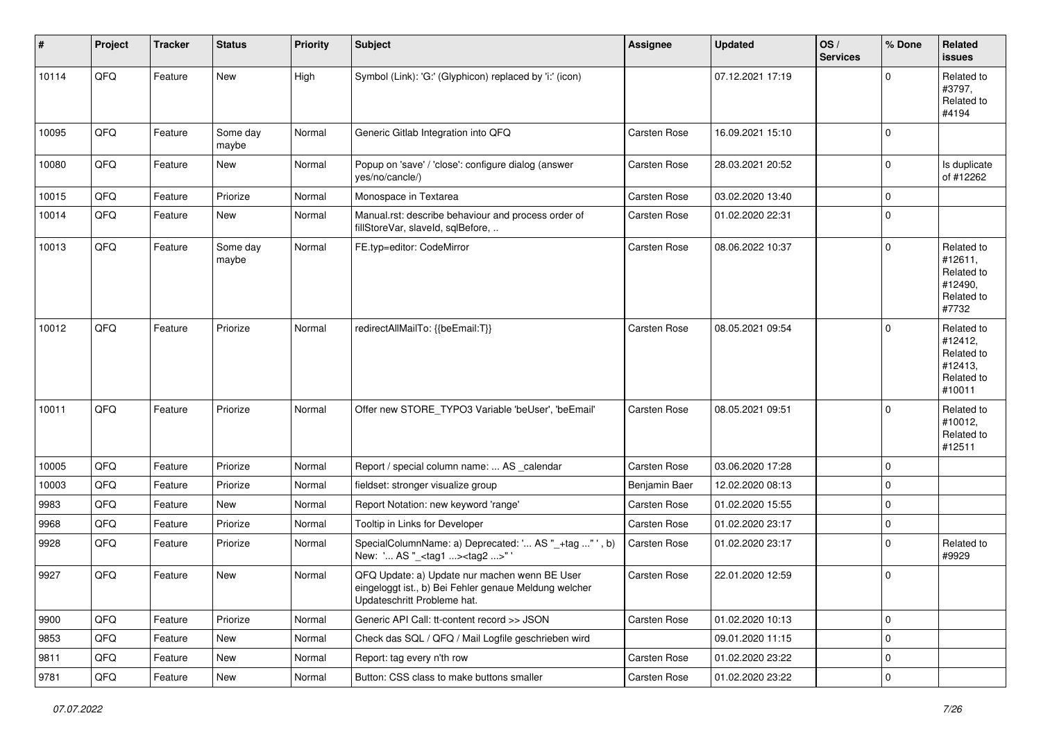| # | Project | Tracker | Status | Priority | Subject | Assignee | Updated | OS / Services | % Done | Related issues |
|---|---|---|---|---|---|---|---|---|---|---|
| 10114 | QFQ | Feature | New | High | Symbol (Link): 'G:' (Glyphicon) replaced by 'i:' (icon) | | 07.12.2021 17:19 | | 0 | Related to #3797, Related to #4194 |
| 10095 | QFQ | Feature | Some day maybe | Normal | Generic Gitlab Integration into QFQ | Carsten Rose | 16.09.2021 15:10 | | 0 | |
| 10080 | QFQ | Feature | New | Normal | Popup on 'save' / 'close': configure dialog (answer yes/no/cancle/) | Carsten Rose | 28.03.2021 20:52 | | 0 | Is duplicate of #12262 |
| 10015 | QFQ | Feature | Priorize | Normal | Monospace in Textarea | Carsten Rose | 03.02.2020 13:40 | | 0 | |
| 10014 | QFQ | Feature | New | Normal | Manual.rst: describe behaviour and process order of fillStoreVar, slaveId, sqlBefore, .. | Carsten Rose | 01.02.2020 22:31 | | 0 | |
| 10013 | QFQ | Feature | Some day maybe | Normal | FE.typ=editor: CodeMirror | Carsten Rose | 08.06.2022 10:37 | | 0 | Related to #12611, Related to #12490, Related to #7732 |
| 10012 | QFQ | Feature | Priorize | Normal | redirectAllMailTo: {{beEmail:T}} | Carsten Rose | 08.05.2021 09:54 | | 0 | Related to #12412, Related to #12413, Related to #10011 |
| 10011 | QFQ | Feature | Priorize | Normal | Offer new STORE_TYPO3 Variable 'beUser', 'beEmail' | Carsten Rose | 08.05.2021 09:51 | | 0 | Related to #10012, Related to #12511 |
| 10005 | QFQ | Feature | Priorize | Normal | Report / special column name: ... AS _calendar | Carsten Rose | 03.06.2020 17:28 | | 0 | |
| 10003 | QFQ | Feature | Priorize | Normal | fieldset: stronger visualize group | Benjamin Baer | 12.02.2020 08:13 | | 0 | |
| 9983 | QFQ | Feature | New | Normal | Report Notation: new keyword 'range' | Carsten Rose | 01.02.2020 15:55 | | 0 | |
| 9968 | QFQ | Feature | Priorize | Normal | Tooltip in Links for Developer | Carsten Rose | 01.02.2020 23:17 | | 0 | |
| 9928 | QFQ | Feature | Priorize | Normal | SpecialColumnName: a) Deprecated: '... AS "_+tag ..." ', b) New: '... AS "_<tag1 ...><tag2 ...>" ' | Carsten Rose | 01.02.2020 23:17 | | 0 | Related to #9929 |
| 9927 | QFQ | Feature | New | Normal | QFQ Update: a) Update nur machen wenn BE User eingeloggt ist., b) Bei Fehler genaue Meldung welcher Updateschritt Probleme hat. | Carsten Rose | 22.01.2020 12:59 | | 0 | |
| 9900 | QFQ | Feature | Priorize | Normal | Generic API Call: tt-content record >> JSON | Carsten Rose | 01.02.2020 10:13 | | 0 | |
| 9853 | QFQ | Feature | New | Normal | Check das SQL / QFQ / Mail Logfile geschrieben wird | | 09.01.2020 11:15 | | 0 | |
| 9811 | QFQ | Feature | New | Normal | Report: tag every n'th row | Carsten Rose | 01.02.2020 23:22 | | 0 | |
| 9781 | QFQ | Feature | New | Normal | Button: CSS class to make buttons smaller | Carsten Rose | 01.02.2020 23:22 | | 0 | |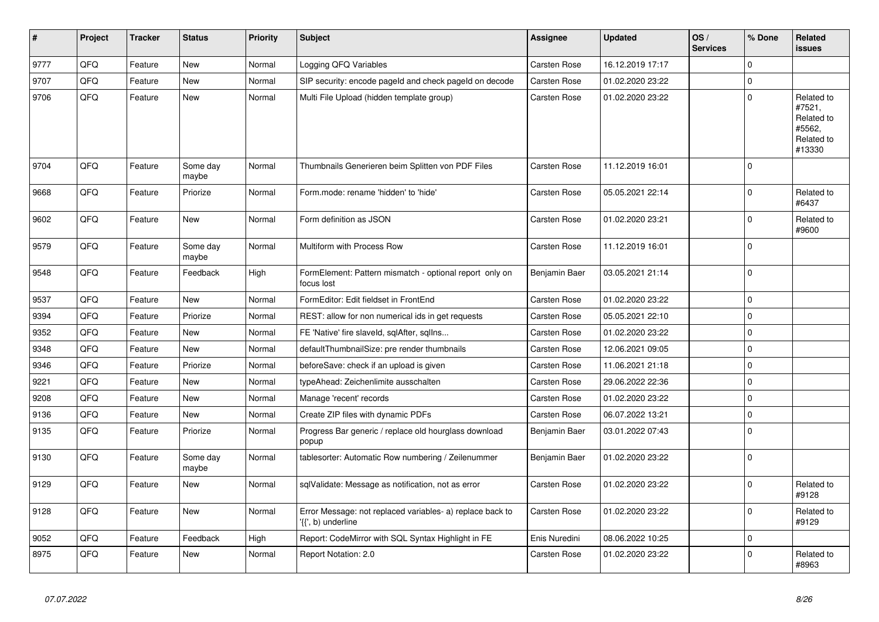| # | Project | Tracker | Status | Priority | Subject | Assignee | Updated | OS / Services | % Done | Related issues |
|---|---|---|---|---|---|---|---|---|---|---|
| 9777 | QFQ | Feature | New | Normal | Logging QFQ Variables | Carsten Rose | 16.12.2019 17:17 | | 0 | |
| 9707 | QFQ | Feature | New | Normal | SIP security: encode pageId and check pageId on decode | Carsten Rose | 01.02.2020 23:22 | | 0 | |
| 9706 | QFQ | Feature | New | Normal | Multi File Upload (hidden template group) | Carsten Rose | 01.02.2020 23:22 | | 0 | Related to #7521, Related to #5562, Related to #13330 |
| 9704 | QFQ | Feature | Some day maybe | Normal | Thumbnails Generieren beim Splitten von PDF Files | Carsten Rose | 11.12.2019 16:01 | | 0 | |
| 9668 | QFQ | Feature | Priorize | Normal | Form.mode: rename 'hidden' to 'hide' | Carsten Rose | 05.05.2021 22:14 | | 0 | Related to #6437 |
| 9602 | QFQ | Feature | New | Normal | Form definition as JSON | Carsten Rose | 01.02.2020 23:21 | | 0 | Related to #9600 |
| 9579 | QFQ | Feature | Some day maybe | Normal | Multiform with Process Row | Carsten Rose | 11.12.2019 16:01 | | 0 | |
| 9548 | QFQ | Feature | Feedback | High | FormElement: Pattern mismatch - optional report only on focus lost | Benjamin Baer | 03.05.2021 21:14 | | 0 | |
| 9537 | QFQ | Feature | New | Normal | FormEditor: Edit fieldset in FrontEnd | Carsten Rose | 01.02.2020 23:22 | | 0 | |
| 9394 | QFQ | Feature | Priorize | Normal | REST: allow for non numerical ids in get requests | Carsten Rose | 05.05.2021 22:10 | | 0 | |
| 9352 | QFQ | Feature | New | Normal | FE 'Native' fire slaveId, sqlAfter, sqlIns... | Carsten Rose | 01.02.2020 23:22 | | 0 | |
| 9348 | QFQ | Feature | New | Normal | defaultThumbnailSize: pre render thumbnails | Carsten Rose | 12.06.2021 09:05 | | 0 | |
| 9346 | QFQ | Feature | Priorize | Normal | beforeSave: check if an upload is given | Carsten Rose | 11.06.2021 21:18 | | 0 | |
| 9221 | QFQ | Feature | New | Normal | typeAhead: Zeichenlimite ausschalten | Carsten Rose | 29.06.2022 22:36 | | 0 | |
| 9208 | QFQ | Feature | New | Normal | Manage 'recent' records | Carsten Rose | 01.02.2020 23:22 | | 0 | |
| 9136 | QFQ | Feature | New | Normal | Create ZIP files with dynamic PDFs | Carsten Rose | 06.07.2022 13:21 | | 0 | |
| 9135 | QFQ | Feature | Priorize | Normal | Progress Bar generic / replace old hourglass download popup | Benjamin Baer | 03.01.2022 07:43 | | 0 | |
| 9130 | QFQ | Feature | Some day maybe | Normal | tablesorter: Automatic Row numbering / Zeilenummer | Benjamin Baer | 01.02.2020 23:22 | | 0 | |
| 9129 | QFQ | Feature | New | Normal | sqlValidate: Message as notification, not as error | Carsten Rose | 01.02.2020 23:22 | | 0 | Related to #9128 |
| 9128 | QFQ | Feature | New | Normal | Error Message: not replaced variables- a) replace back to '{{', b) underline | Carsten Rose | 01.02.2020 23:22 | | 0 | Related to #9129 |
| 9052 | QFQ | Feature | Feedback | High | Report: CodeMirror with SQL Syntax Highlight in FE | Enis Nuredini | 08.06.2022 10:25 | | 0 | |
| 8975 | QFQ | Feature | New | Normal | Report Notation: 2.0 | Carsten Rose | 01.02.2020 23:22 | | 0 | Related to #8963 |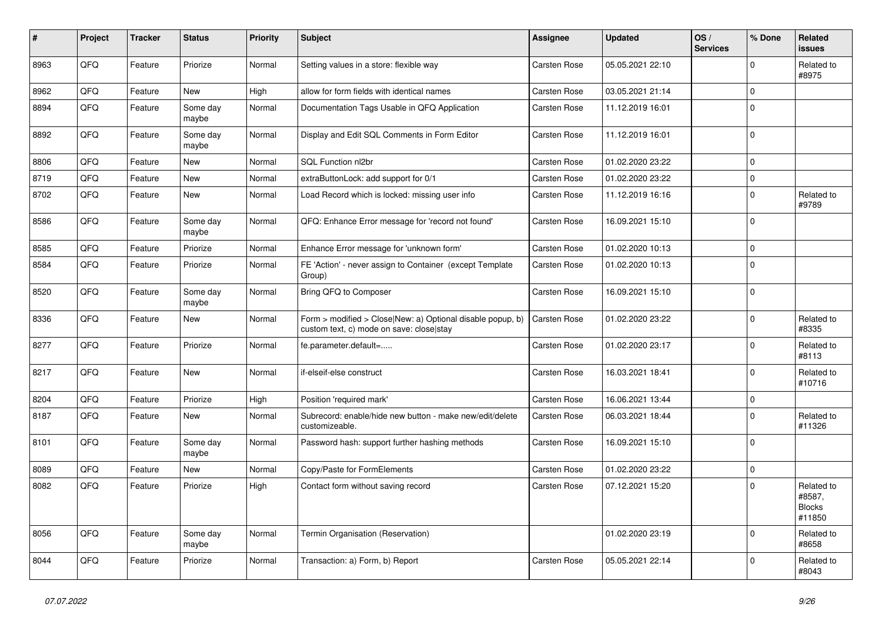| # | Project | Tracker | Status | Priority | Subject | Assignee | Updated | OS / Services | % Done | Related issues |
|---|---|---|---|---|---|---|---|---|---|---|
| 8963 | QFQ | Feature | Priorize | Normal | Setting values in a store: flexible way | Carsten Rose | 05.05.2021 22:10 | | 0 | Related to #8975 |
| 8962 | QFQ | Feature | New | High | allow for form fields with identical names | Carsten Rose | 03.05.2021 21:14 | | 0 | |
| 8894 | QFQ | Feature | Some day maybe | Normal | Documentation Tags Usable in QFQ Application | Carsten Rose | 11.12.2019 16:01 | | 0 | |
| 8892 | QFQ | Feature | Some day maybe | Normal | Display and Edit SQL Comments in Form Editor | Carsten Rose | 11.12.2019 16:01 | | 0 | |
| 8806 | QFQ | Feature | New | Normal | SQL Function nl2br | Carsten Rose | 01.02.2020 23:22 | | 0 | |
| 8719 | QFQ | Feature | New | Normal | extraButtonLock: add support for 0/1 | Carsten Rose | 01.02.2020 23:22 | | 0 | |
| 8702 | QFQ | Feature | New | Normal | Load Record which is locked: missing user info | Carsten Rose | 11.12.2019 16:16 | | 0 | Related to #9789 |
| 8586 | QFQ | Feature | Some day maybe | Normal | QFQ: Enhance Error message for 'record not found' | Carsten Rose | 16.09.2021 15:10 | | 0 | |
| 8585 | QFQ | Feature | Priorize | Normal | Enhance Error message for 'unknown form' | Carsten Rose | 01.02.2020 10:13 | | 0 | |
| 8584 | QFQ | Feature | Priorize | Normal | FE 'Action' - never assign to Container (except Template Group) | Carsten Rose | 01.02.2020 10:13 | | 0 | |
| 8520 | QFQ | Feature | Some day maybe | Normal | Bring QFQ to Composer | Carsten Rose | 16.09.2021 15:10 | | 0 | |
| 8336 | QFQ | Feature | New | Normal | Form > modified > Close\|New: a) Optional disable popup, b) custom text, c) mode on save: close\|stay | Carsten Rose | 01.02.2020 23:22 | | 0 | Related to #8335 |
| 8277 | QFQ | Feature | Priorize | Normal | fe.parameter.default=..... | Carsten Rose | 01.02.2020 23:17 | | 0 | Related to #8113 |
| 8217 | QFQ | Feature | New | Normal | if-elseif-else construct | Carsten Rose | 16.03.2021 18:41 | | 0 | Related to #10716 |
| 8204 | QFQ | Feature | Priorize | High | Position 'required mark' | Carsten Rose | 16.06.2021 13:44 | | 0 | |
| 8187 | QFQ | Feature | New | Normal | Subrecord: enable/hide new button - make new/edit/delete customizeable. | Carsten Rose | 06.03.2021 18:44 | | 0 | Related to #11326 |
| 8101 | QFQ | Feature | Some day maybe | Normal | Password hash: support further hashing methods | Carsten Rose | 16.09.2021 15:10 | | 0 | |
| 8089 | QFQ | Feature | New | Normal | Copy/Paste for FormElements | Carsten Rose | 01.02.2020 23:22 | | 0 | |
| 8082 | QFQ | Feature | Priorize | High | Contact form without saving record | Carsten Rose | 07.12.2021 15:20 | | 0 | Related to #8587, Blocks #11850 |
| 8056 | QFQ | Feature | Some day maybe | Normal | Termin Organisation (Reservation) | | 01.02.2020 23:19 | | 0 | Related to #8658 |
| 8044 | QFQ | Feature | Priorize | Normal | Transaction: a) Form, b) Report | Carsten Rose | 05.05.2021 22:14 | | 0 | Related to #8043 |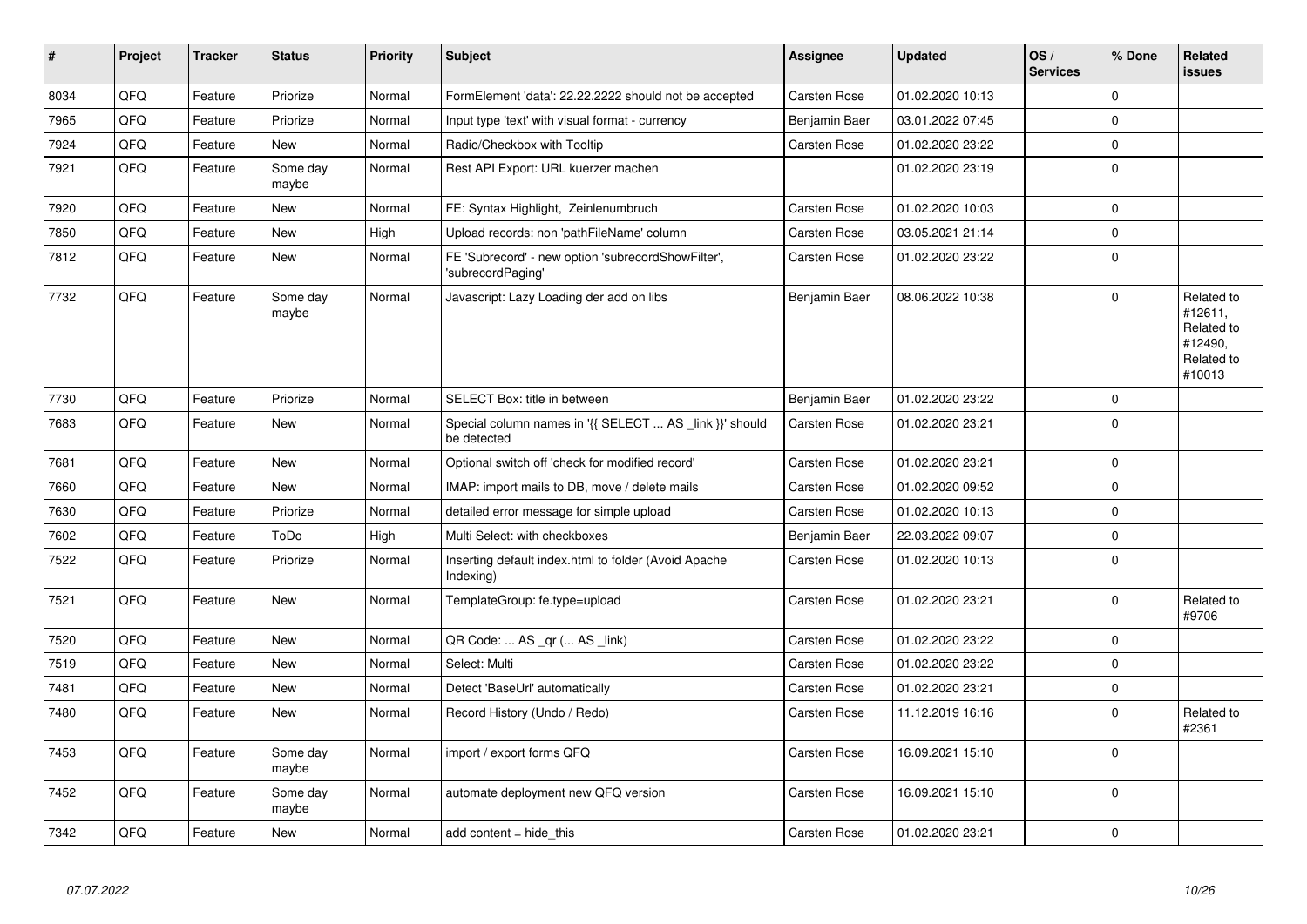| # | Project | Tracker | Status | Priority | Subject | Assignee | Updated | OS / Services | % Done | Related issues |
|---|---|---|---|---|---|---|---|---|---|---|
| 8034 | QFQ | Feature | Priorize | Normal | FormElement 'data': 22.22.2222 should not be accepted | Carsten Rose | 01.02.2020 10:13 | | 0 | |
| 7965 | QFQ | Feature | Priorize | Normal | Input type 'text' with visual format - currency | Benjamin Baer | 03.01.2022 07:45 | | 0 | |
| 7924 | QFQ | Feature | New | Normal | Radio/Checkbox with Tooltip | Carsten Rose | 01.02.2020 23:22 | | 0 | |
| 7921 | QFQ | Feature | Some day maybe | Normal | Rest API Export: URL kuerzer machen | | 01.02.2020 23:19 | | 0 | |
| 7920 | QFQ | Feature | New | Normal | FE: Syntax Highlight, Zeinlenumbruch | Carsten Rose | 01.02.2020 10:03 | | 0 | |
| 7850 | QFQ | Feature | New | High | Upload records: non 'pathFileName' column | Carsten Rose | 03.05.2021 21:14 | | 0 | |
| 7812 | QFQ | Feature | New | Normal | FE 'Subrecord' - new option 'subrecordShowFilter', 'subrecordPaging' | Carsten Rose | 01.02.2020 23:22 | | 0 | |
| 7732 | QFQ | Feature | Some day maybe | Normal | Javascript: Lazy Loading der add on libs | Benjamin Baer | 08.06.2022 10:38 | | 0 | Related to #12611, Related to #12490, Related to #10013 |
| 7730 | QFQ | Feature | Priorize | Normal | SELECT Box: title in between | Benjamin Baer | 01.02.2020 23:22 | | 0 | |
| 7683 | QFQ | Feature | New | Normal | Special column names in '{{ SELECT ... AS _link }}' should be detected | Carsten Rose | 01.02.2020 23:21 | | 0 | |
| 7681 | QFQ | Feature | New | Normal | Optional switch off 'check for modified record' | Carsten Rose | 01.02.2020 23:21 | | 0 | |
| 7660 | QFQ | Feature | New | Normal | IMAP: import mails to DB, move / delete mails | Carsten Rose | 01.02.2020 09:52 | | 0 | |
| 7630 | QFQ | Feature | Priorize | Normal | detailed error message for simple upload | Carsten Rose | 01.02.2020 10:13 | | 0 | |
| 7602 | QFQ | Feature | ToDo | High | Multi Select: with checkboxes | Benjamin Baer | 22.03.2022 09:07 | | 0 | |
| 7522 | QFQ | Feature | Priorize | Normal | Inserting default index.html to folder (Avoid Apache Indexing) | Carsten Rose | 01.02.2020 10:13 | | 0 | |
| 7521 | QFQ | Feature | New | Normal | TemplateGroup: fe.type=upload | Carsten Rose | 01.02.2020 23:21 | | 0 | Related to #9706 |
| 7520 | QFQ | Feature | New | Normal | QR Code: ... AS _qr (... AS _link) | Carsten Rose | 01.02.2020 23:22 | | 0 | |
| 7519 | QFQ | Feature | New | Normal | Select: Multi | Carsten Rose | 01.02.2020 23:22 | | 0 | |
| 7481 | QFQ | Feature | New | Normal | Detect 'BaseUrl' automatically | Carsten Rose | 01.02.2020 23:21 | | 0 | |
| 7480 | QFQ | Feature | New | Normal | Record History (Undo / Redo) | Carsten Rose | 11.12.2019 16:16 | | 0 | Related to #2361 |
| 7453 | QFQ | Feature | Some day maybe | Normal | import / export forms QFQ | Carsten Rose | 16.09.2021 15:10 | | 0 | |
| 7452 | QFQ | Feature | Some day maybe | Normal | automate deployment new QFQ version | Carsten Rose | 16.09.2021 15:10 | | 0 | |
| 7342 | QFQ | Feature | New | Normal | add content = hide_this | Carsten Rose | 01.02.2020 23:21 | | 0 | |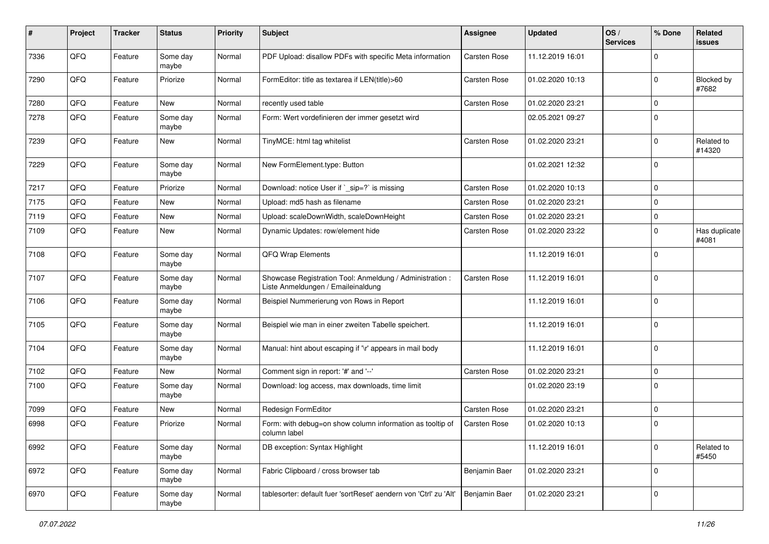| # | Project | Tracker | Status | Priority | Subject | Assignee | Updated | OS / Services | % Done | Related issues |
|---|---|---|---|---|---|---|---|---|---|---|
| 7336 | QFQ | Feature | Some day maybe | Normal | PDF Upload: disallow PDFs with specific Meta information | Carsten Rose | 11.12.2019 16:01 | | 0 | |
| 7290 | QFQ | Feature | Priorize | Normal | FormEditor: title as textarea if LEN(title)>60 | Carsten Rose | 01.02.2020 10:13 | | 0 | Blocked by #7682 |
| 7280 | QFQ | Feature | New | Normal | recently used table | Carsten Rose | 01.02.2020 23:21 | | 0 | |
| 7278 | QFQ | Feature | Some day maybe | Normal | Form: Wert vordefinieren der immer gesetzt wird | | 02.05.2021 09:27 | | 0 | |
| 7239 | QFQ | Feature | New | Normal | TinyMCE: html tag whitelist | Carsten Rose | 01.02.2020 23:21 | | 0 | Related to #14320 |
| 7229 | QFQ | Feature | Some day maybe | Normal | New FormElement.type: Button | | 01.02.2021 12:32 | | 0 | |
| 7217 | QFQ | Feature | Priorize | Normal | Download: notice User if `_sip=?` is missing | Carsten Rose | 01.02.2020 10:13 | | 0 | |
| 7175 | QFQ | Feature | New | Normal | Upload: md5 hash as filename | Carsten Rose | 01.02.2020 23:21 | | 0 | |
| 7119 | QFQ | Feature | New | Normal | Upload: scaleDownWidth, scaleDownHeight | Carsten Rose | 01.02.2020 23:21 | | 0 | |
| 7109 | QFQ | Feature | New | Normal | Dynamic Updates: row/element hide | Carsten Rose | 01.02.2020 23:22 | | 0 | Has duplicate #4081 |
| 7108 | QFQ | Feature | Some day maybe | Normal | QFQ Wrap Elements | | 11.12.2019 16:01 | | 0 | |
| 7107 | QFQ | Feature | Some day maybe | Normal | Showcase Registration Tool: Anmeldung / Administration : Liste Anmeldungen / Emaileinaldung | Carsten Rose | 11.12.2019 16:01 | | 0 | |
| 7106 | QFQ | Feature | Some day maybe | Normal | Beispiel Nummerierung von Rows in Report | | 11.12.2019 16:01 | | 0 | |
| 7105 | QFQ | Feature | Some day maybe | Normal | Beispiel wie man in einer zweiten Tabelle speichert. | | 11.12.2019 16:01 | | 0 | |
| 7104 | QFQ | Feature | Some day maybe | Normal | Manual: hint about escaping if '\r' appears in mail body | | 11.12.2019 16:01 | | 0 | |
| 7102 | QFQ | Feature | New | Normal | Comment sign in report: '#' and '--' | Carsten Rose | 01.02.2020 23:21 | | 0 | |
| 7100 | QFQ | Feature | Some day maybe | Normal | Download: log access, max downloads, time limit | | 01.02.2020 23:19 | | 0 | |
| 7099 | QFQ | Feature | New | Normal | Redesign FormEditor | Carsten Rose | 01.02.2020 23:21 | | 0 | |
| 6998 | QFQ | Feature | Priorize | Normal | Form: with debug=on show column information as tooltip of column label | Carsten Rose | 01.02.2020 10:13 | | 0 | |
| 6992 | QFQ | Feature | Some day maybe | Normal | DB exception: Syntax Highlight | | 11.12.2019 16:01 | | 0 | Related to #5450 |
| 6972 | QFQ | Feature | Some day maybe | Normal | Fabric Clipboard / cross browser tab | Benjamin Baer | 01.02.2020 23:21 | | 0 | |
| 6970 | QFQ | Feature | Some day maybe | Normal | tablesorter: default fuer 'sortReset' aendern von 'Ctrl' zu 'Alt' | Benjamin Baer | 01.02.2020 23:21 | | 0 | |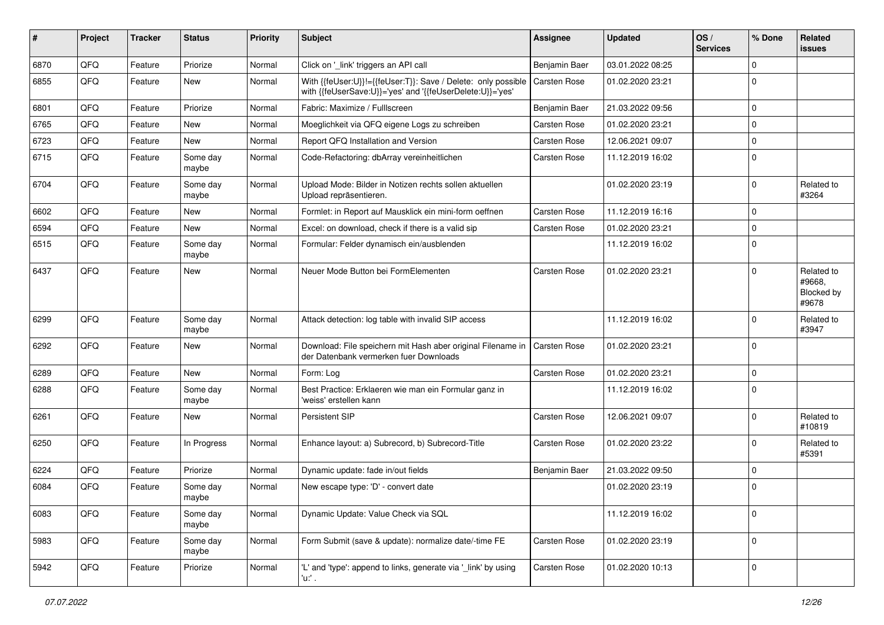| # | Project | Tracker | Status | Priority | Subject | Assignee | Updated | OS / Services | % Done | Related issues |
|---|---|---|---|---|---|---|---|---|---|---|
| 6870 | QFQ | Feature | Priorize | Normal | Click on '_link' triggers an API call | Benjamin Baer | 03.01.2022 08:25 | | 0 | |
| 6855 | QFQ | Feature | New | Normal | With {{feUser:U}}!={{feUser:T}}: Save / Delete: only possible with {{feUserSave:U}}='yes' and '{{feUserDelete:U}}='yes' | Carsten Rose | 01.02.2020 23:21 | | 0 | |
| 6801 | QFQ | Feature | Priorize | Normal | Fabric: Maximize / Fulllscreen | Benjamin Baer | 21.03.2022 09:56 | | 0 | |
| 6765 | QFQ | Feature | New | Normal | Moeglichkeit via QFQ eigene Logs zu schreiben | Carsten Rose | 01.02.2020 23:21 | | 0 | |
| 6723 | QFQ | Feature | New | Normal | Report QFQ Installation and Version | Carsten Rose | 12.06.2021 09:07 | | 0 | |
| 6715 | QFQ | Feature | Some day maybe | Normal | Code-Refactoring: dbArray vereinheitlichen | Carsten Rose | 11.12.2019 16:02 | | 0 | |
| 6704 | QFQ | Feature | Some day maybe | Normal | Upload Mode: Bilder in Notizen rechts sollen aktuellen Upload repräsentieren. | | 01.02.2020 23:19 | | 0 | Related to #3264 |
| 6602 | QFQ | Feature | New | Normal | Formlet: in Report auf Mausklick ein mini-form oeffnen | Carsten Rose | 11.12.2019 16:16 | | 0 | |
| 6594 | QFQ | Feature | New | Normal | Excel: on download, check if there is a valid sip | Carsten Rose | 01.02.2020 23:21 | | 0 | |
| 6515 | QFQ | Feature | Some day maybe | Normal | Formular: Felder dynamisch ein/ausblenden | | 11.12.2019 16:02 | | 0 | |
| 6437 | QFQ | Feature | New | Normal | Neuer Mode Button bei FormElementen | Carsten Rose | 01.02.2020 23:21 | | 0 | Related to #9668, Blocked by #9678 |
| 6299 | QFQ | Feature | Some day maybe | Normal | Attack detection: log table with invalid SIP access | | 11.12.2019 16:02 | | 0 | Related to #3947 |
| 6292 | QFQ | Feature | New | Normal | Download: File speichern mit Hash aber original Filename in der Datenbank vermerken fuer Downloads | Carsten Rose | 01.02.2020 23:21 | | 0 | |
| 6289 | QFQ | Feature | New | Normal | Form: Log | Carsten Rose | 01.02.2020 23:21 | | 0 | |
| 6288 | QFQ | Feature | Some day maybe | Normal | Best Practice: Erklaeren wie man ein Formular ganz in 'weiss' erstellen kann | | 11.12.2019 16:02 | | 0 | |
| 6261 | QFQ | Feature | New | Normal | Persistent SIP | Carsten Rose | 12.06.2021 09:07 | | 0 | Related to #10819 |
| 6250 | QFQ | Feature | In Progress | Normal | Enhance layout: a) Subrecord, b) Subrecord-Title | Carsten Rose | 01.02.2020 23:22 | | 0 | Related to #5391 |
| 6224 | QFQ | Feature | Priorize | Normal | Dynamic update: fade in/out fields | Benjamin Baer | 21.03.2022 09:50 | | 0 | |
| 6084 | QFQ | Feature | Some day maybe | Normal | New escape type: 'D' - convert date | | 01.02.2020 23:19 | | 0 | |
| 6083 | QFQ | Feature | Some day maybe | Normal | Dynamic Update: Value Check via SQL | | 11.12.2019 16:02 | | 0 | |
| 5983 | QFQ | Feature | Some day maybe | Normal | Form Submit (save & update): normalize date/-time FE | Carsten Rose | 01.02.2020 23:19 | | 0 | |
| 5942 | QFQ | Feature | Priorize | Normal | 'L' and 'type': append to links, generate via '_link' by using 'u:' . | Carsten Rose | 01.02.2020 10:13 | | 0 | |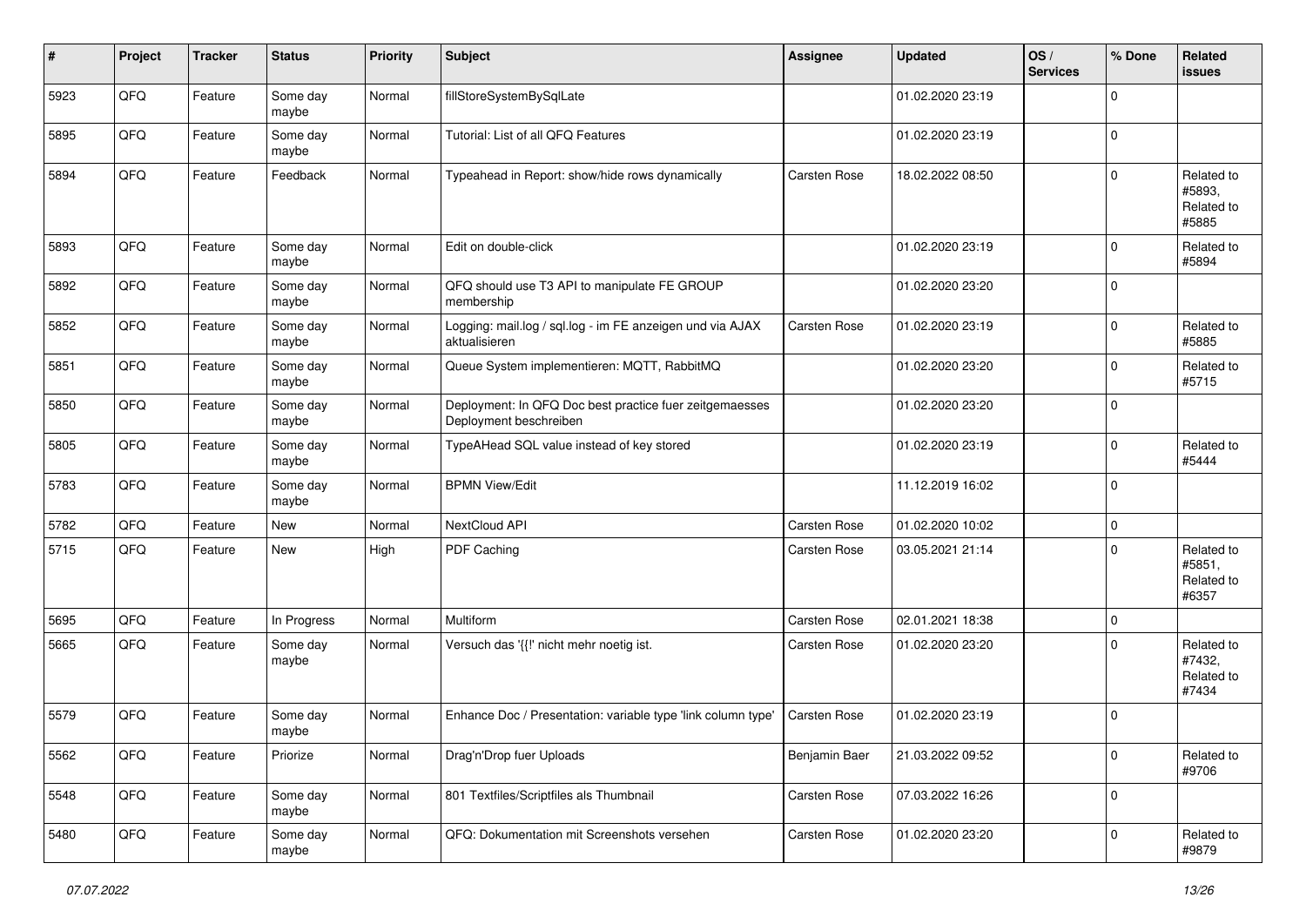| # | Project | Tracker | Status | Priority | Subject | Assignee | Updated | OS / Services | % Done | Related issues |
|---|---|---|---|---|---|---|---|---|---|---|
| 5923 | QFQ | Feature | Some day maybe | Normal | fillStoreSystemBySqlLate | | 01.02.2020 23:19 | | 0 | |
| 5895 | QFQ | Feature | Some day maybe | Normal | Tutorial: List of all QFQ Features | | 01.02.2020 23:19 | | 0 | |
| 5894 | QFQ | Feature | Feedback | Normal | Typeahead in Report: show/hide rows dynamically | Carsten Rose | 18.02.2022 08:50 | | 0 | Related to #5893, Related to #5885 |
| 5893 | QFQ | Feature | Some day maybe | Normal | Edit on double-click | | 01.02.2020 23:19 | | 0 | Related to #5894 |
| 5892 | QFQ | Feature | Some day maybe | Normal | QFQ should use T3 API to manipulate FE GROUP membership | | 01.02.2020 23:20 | | 0 | |
| 5852 | QFQ | Feature | Some day maybe | Normal | Logging: mail.log / sql.log - im FE anzeigen und via AJAX aktualisieren | Carsten Rose | 01.02.2020 23:19 | | 0 | Related to #5885 |
| 5851 | QFQ | Feature | Some day maybe | Normal | Queue System implementieren: MQTT, RabbitMQ | | 01.02.2020 23:20 | | 0 | Related to #5715 |
| 5850 | QFQ | Feature | Some day maybe | Normal | Deployment: In QFQ Doc best practice fuer zeitgemaesses Deployment beschreiben | | 01.02.2020 23:20 | | 0 | |
| 5805 | QFQ | Feature | Some day maybe | Normal | TypeAHead SQL value instead of key stored | | 01.02.2020 23:19 | | 0 | Related to #5444 |
| 5783 | QFQ | Feature | Some day maybe | Normal | BPMN View/Edit | | 11.12.2019 16:02 | | 0 | |
| 5782 | QFQ | Feature | New | Normal | NextCloud API | Carsten Rose | 01.02.2020 10:02 | | 0 | |
| 5715 | QFQ | Feature | New | High | PDF Caching | Carsten Rose | 03.05.2021 21:14 | | 0 | Related to #5851, Related to #6357 |
| 5695 | QFQ | Feature | In Progress | Normal | Multiform | Carsten Rose | 02.01.2021 18:38 | | 0 | |
| 5665 | QFQ | Feature | Some day maybe | Normal | Versuch das '{{!' nicht mehr noetig ist. | Carsten Rose | 01.02.2020 23:20 | | 0 | Related to #7432, Related to #7434 |
| 5579 | QFQ | Feature | Some day maybe | Normal | Enhance Doc / Presentation: variable type 'link column type' | Carsten Rose | 01.02.2020 23:19 | | 0 | |
| 5562 | QFQ | Feature | Priorize | Normal | Drag'n'Drop fuer Uploads | Benjamin Baer | 21.03.2022 09:52 | | 0 | Related to #9706 |
| 5548 | QFQ | Feature | Some day maybe | Normal | 801 Textfiles/Scriptfiles als Thumbnail | Carsten Rose | 07.03.2022 16:26 | | 0 | |
| 5480 | QFQ | Feature | Some day maybe | Normal | QFQ: Dokumentation mit Screenshots versehen | Carsten Rose | 01.02.2020 23:20 | | 0 | Related to #9879 |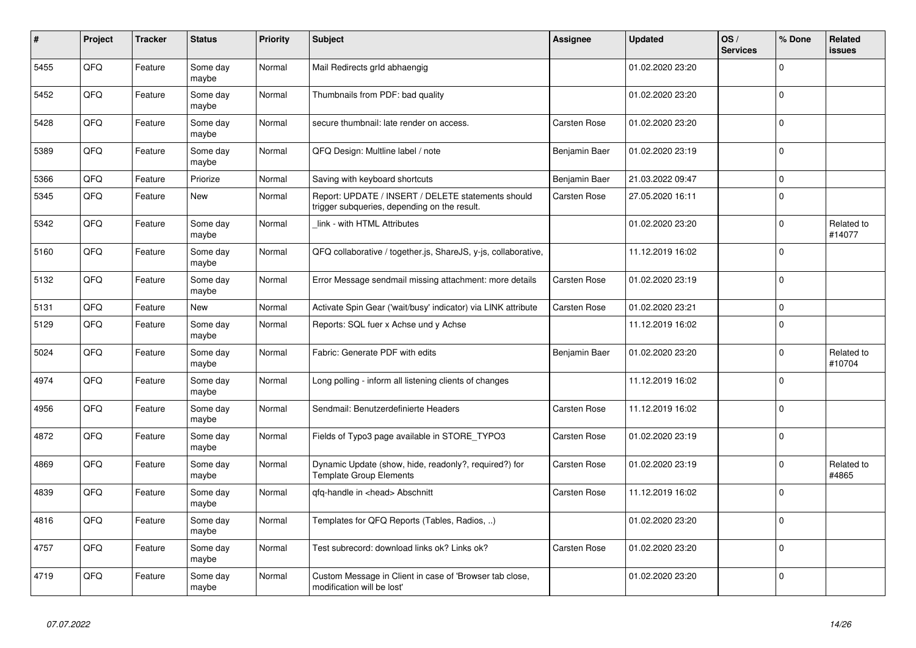| # | Project | Tracker | Status | Priority | Subject | Assignee | Updated | OS / Services | % Done | Related issues |
|---|---|---|---|---|---|---|---|---|---|---|
| 5455 | QFQ | Feature | Some day maybe | Normal | Mail Redirects grId abhaengig | | 01.02.2020 23:20 | | 0 | |
| 5452 | QFQ | Feature | Some day maybe | Normal | Thumbnails from PDF: bad quality | | 01.02.2020 23:20 | | 0 | |
| 5428 | QFQ | Feature | Some day maybe | Normal | secure thumbnail: late render on access. | Carsten Rose | 01.02.2020 23:20 | | 0 | |
| 5389 | QFQ | Feature | Some day maybe | Normal | QFQ Design: Multline label / note | Benjamin Baer | 01.02.2020 23:19 | | 0 | |
| 5366 | QFQ | Feature | Priorize | Normal | Saving with keyboard shortcuts | Benjamin Baer | 21.03.2022 09:47 | | 0 | |
| 5345 | QFQ | Feature | New | Normal | Report: UPDATE / INSERT / DELETE statements should trigger subqueries, depending on the result. | Carsten Rose | 27.05.2020 16:11 | | 0 | |
| 5342 | QFQ | Feature | Some day maybe | Normal | _link - with HTML Attributes | | 01.02.2020 23:20 | | 0 | Related to #14077 |
| 5160 | QFQ | Feature | Some day maybe | Normal | QFQ collaborative / together.js, ShareJS, y-js, collaborative, | | 11.12.2019 16:02 | | 0 | |
| 5132 | QFQ | Feature | Some day maybe | Normal | Error Message sendmail missing attachment: more details | Carsten Rose | 01.02.2020 23:19 | | 0 | |
| 5131 | QFQ | Feature | New | Normal | Activate Spin Gear ('wait/busy' indicator) via LINK attribute | Carsten Rose | 01.02.2020 23:21 | | 0 | |
| 5129 | QFQ | Feature | Some day maybe | Normal | Reports: SQL fuer x Achse und y Achse | | 11.12.2019 16:02 | | 0 | |
| 5024 | QFQ | Feature | Some day maybe | Normal | Fabric: Generate PDF with edits | Benjamin Baer | 01.02.2020 23:20 | | 0 | Related to #10704 |
| 4974 | QFQ | Feature | Some day maybe | Normal | Long polling - inform all listening clients of changes | | 11.12.2019 16:02 | | 0 | |
| 4956 | QFQ | Feature | Some day maybe | Normal | Sendmail: Benutzerdefinierte Headers | Carsten Rose | 11.12.2019 16:02 | | 0 | |
| 4872 | QFQ | Feature | Some day maybe | Normal | Fields of Typo3 page available in STORE_TYPO3 | Carsten Rose | 01.02.2020 23:19 | | 0 | |
| 4869 | QFQ | Feature | Some day maybe | Normal | Dynamic Update (show, hide, readonly?, required?) for Template Group Elements | Carsten Rose | 01.02.2020 23:19 | | 0 | Related to #4865 |
| 4839 | QFQ | Feature | Some day maybe | Normal | qfq-handle in <head> Abschnitt | Carsten Rose | 11.12.2019 16:02 | | 0 | |
| 4816 | QFQ | Feature | Some day maybe | Normal | Templates for QFQ Reports (Tables, Radios, ..) | | 01.02.2020 23:20 | | 0 | |
| 4757 | QFQ | Feature | Some day maybe | Normal | Test subrecord: download links ok? Links ok? | Carsten Rose | 01.02.2020 23:20 | | 0 | |
| 4719 | QFQ | Feature | Some day maybe | Normal | Custom Message in Client in case of 'Browser tab close, modification will be lost' | | 01.02.2020 23:20 | | 0 | |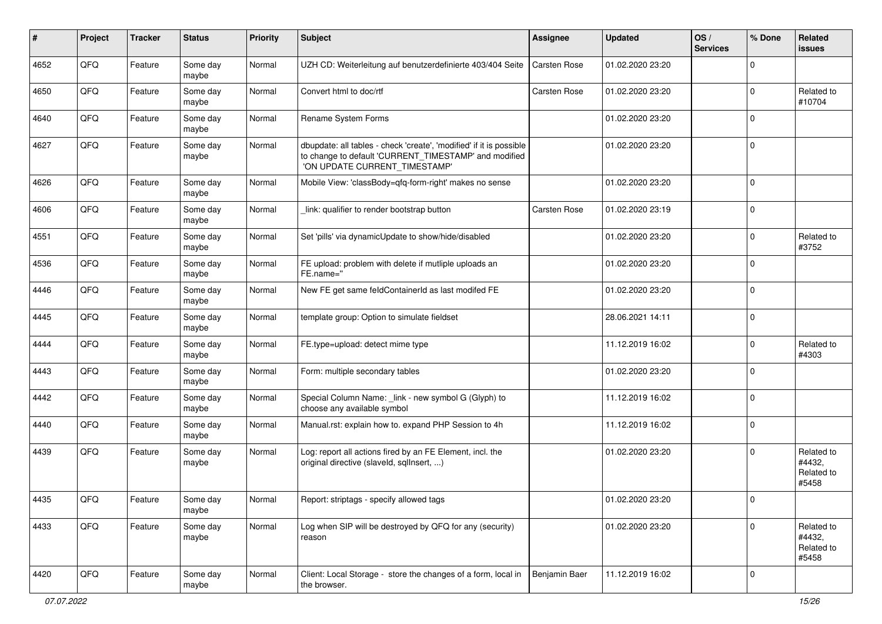| # | Project | Tracker | Status | Priority | Subject | Assignee | Updated | OS / Services | % Done | Related issues |
|---|---|---|---|---|---|---|---|---|---|---|
| 4652 | QFQ | Feature | Some day maybe | Normal | UZH CD: Weiterleitung auf benutzerdefinierte 403/404 Seite | Carsten Rose | 01.02.2020 23:20 | | 0 | |
| 4650 | QFQ | Feature | Some day maybe | Normal | Convert html to doc/rtf | Carsten Rose | 01.02.2020 23:20 | | 0 | Related to #10704 |
| 4640 | QFQ | Feature | Some day maybe | Normal | Rename System Forms | | 01.02.2020 23:20 | | 0 | |
| 4627 | QFQ | Feature | Some day maybe | Normal | dbupdate: all tables - check 'create', 'modified' if it is possible to change to default 'CURRENT_TIMESTAMP' and modified 'ON UPDATE CURRENT_TIMESTAMP' | | 01.02.2020 23:20 | | 0 | |
| 4626 | QFQ | Feature | Some day maybe | Normal | Mobile View: 'classBody=qfq-form-right' makes no sense | | 01.02.2020 23:20 | | 0 | |
| 4606 | QFQ | Feature | Some day maybe | Normal | _link: qualifier to render bootstrap button | Carsten Rose | 01.02.2020 23:19 | | 0 | |
| 4551 | QFQ | Feature | Some day maybe | Normal | Set 'pills' via dynamicUpdate to show/hide/disabled | | 01.02.2020 23:20 | | 0 | Related to #3752 |
| 4536 | QFQ | Feature | Some day maybe | Normal | FE upload: problem with delete if mutliple uploads an FE.name='' | | 01.02.2020 23:20 | | 0 | |
| 4446 | QFQ | Feature | Some day maybe | Normal | New FE get same feldContainerId as last modifed FE | | 01.02.2020 23:20 | | 0 | |
| 4445 | QFQ | Feature | Some day maybe | Normal | template group: Option to simulate fieldset | | 28.06.2021 14:11 | | 0 | |
| 4444 | QFQ | Feature | Some day maybe | Normal | FE.type=upload: detect mime type | | 11.12.2019 16:02 | | 0 | Related to #4303 |
| 4443 | QFQ | Feature | Some day maybe | Normal | Form: multiple secondary tables | | 01.02.2020 23:20 | | 0 | |
| 4442 | QFQ | Feature | Some day maybe | Normal | Special Column Name: _link - new symbol G (Glyph) to choose any available symbol | | 11.12.2019 16:02 | | 0 | |
| 4440 | QFQ | Feature | Some day maybe | Normal | Manual.rst: explain how to. expand PHP Session to 4h | | 11.12.2019 16:02 | | 0 | |
| 4439 | QFQ | Feature | Some day maybe | Normal | Log: report all actions fired by an FE Element, incl. the original directive (slaveId, sqlInsert, ...) | | 01.02.2020 23:20 | | 0 | Related to #4432, Related to #5458 |
| 4435 | QFQ | Feature | Some day maybe | Normal | Report: striptags - specify allowed tags | | 01.02.2020 23:20 | | 0 | |
| 4433 | QFQ | Feature | Some day maybe | Normal | Log when SIP will be destroyed by QFQ for any (security) reason | | 01.02.2020 23:20 | | 0 | Related to #4432, Related to #5458 |
| 4420 | QFQ | Feature | Some day maybe | Normal | Client: Local Storage - store the changes of a form, local in the browser. | Benjamin Baer | 11.12.2019 16:02 | | 0 | |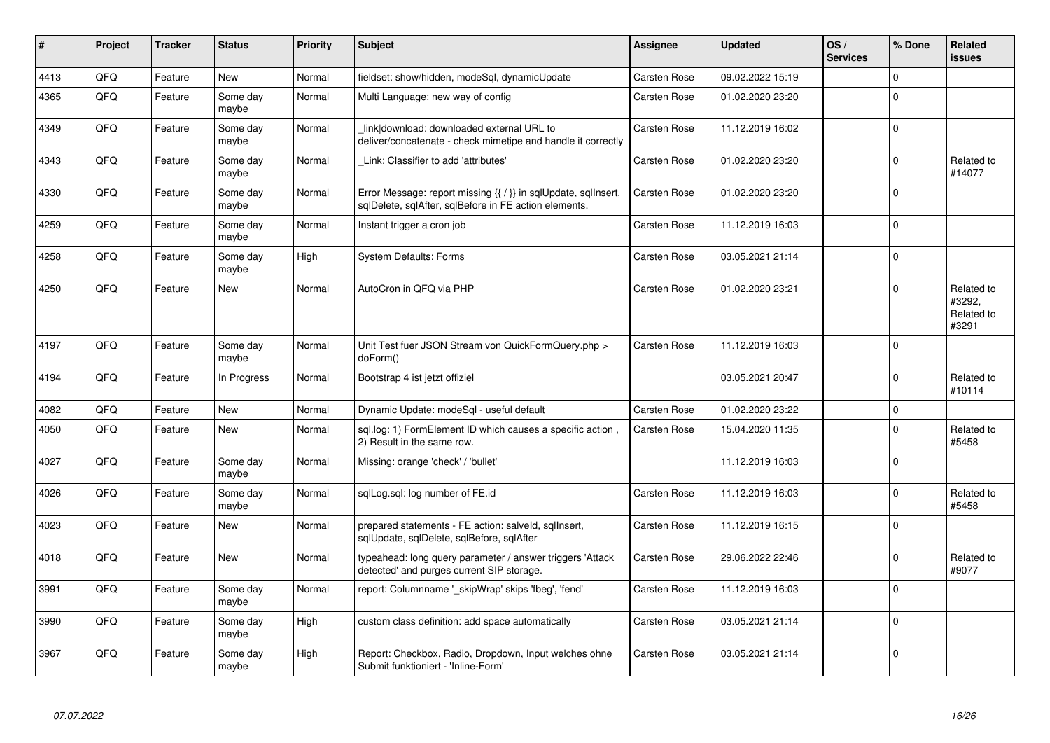| # | Project | Tracker | Status | Priority | Subject | Assignee | Updated | OS / Services | % Done | Related issues |
|---|---|---|---|---|---|---|---|---|---|---|
| 4413 | QFQ | Feature | New | Normal | fieldset: show/hidden, modeSql, dynamicUpdate | Carsten Rose | 09.02.2022 15:19 | | 0 | |
| 4365 | QFQ | Feature | Some day maybe | Normal | Multi Language: new way of config | Carsten Rose | 01.02.2020 23:20 | | 0 | |
| 4349 | QFQ | Feature | Some day maybe | Normal | _link\|download: downloaded external URL to deliver/concatenate - check mimetipe and handle it correctly | Carsten Rose | 11.12.2019 16:02 | | 0 | |
| 4343 | QFQ | Feature | Some day maybe | Normal | _Link: Classifier to add 'attributes' | Carsten Rose | 01.02.2020 23:20 | | 0 | Related to #14077 |
| 4330 | QFQ | Feature | Some day maybe | Normal | Error Message: report missing {{ / }} in sqlUpdate, sqlInsert, sqlDelete, sqlAfter, sqlBefore in FE action elements. | Carsten Rose | 01.02.2020 23:20 | | 0 | |
| 4259 | QFQ | Feature | Some day maybe | Normal | Instant trigger a cron job | Carsten Rose | 11.12.2019 16:03 | | 0 | |
| 4258 | QFQ | Feature | Some day maybe | High | System Defaults: Forms | Carsten Rose | 03.05.2021 21:14 | | 0 | |
| 4250 | QFQ | Feature | New | Normal | AutoCron in QFQ via PHP | Carsten Rose | 01.02.2020 23:21 | | 0 | Related to #3292, Related to #3291 |
| 4197 | QFQ | Feature | Some day maybe | Normal | Unit Test fuer JSON Stream von QuickFormQuery.php > doForm() | Carsten Rose | 11.12.2019 16:03 | | 0 | |
| 4194 | QFQ | Feature | In Progress | Normal | Bootstrap 4 ist jetzt offiziel | | 03.05.2021 20:47 | | 0 | Related to #10114 |
| 4082 | QFQ | Feature | New | Normal | Dynamic Update: modeSql - useful default | Carsten Rose | 01.02.2020 23:22 | | 0 | |
| 4050 | QFQ | Feature | New | Normal | sql.log: 1) FormElement ID which causes a specific action , 2) Result in the same row. | Carsten Rose | 15.04.2020 11:35 | | 0 | Related to #5458 |
| 4027 | QFQ | Feature | Some day maybe | Normal | Missing: orange 'check' / 'bullet' | | 11.12.2019 16:03 | | 0 | |
| 4026 | QFQ | Feature | Some day maybe | Normal | sqlLog.sql: log number of FE.id | Carsten Rose | 11.12.2019 16:03 | | 0 | Related to #5458 |
| 4023 | QFQ | Feature | New | Normal | prepared statements - FE action: salveld, sqlInsert, sqlUpdate, sqlDelete, sqlBefore, sqlAfter | Carsten Rose | 11.12.2019 16:15 | | 0 | |
| 4018 | QFQ | Feature | New | Normal | typeahead: long query parameter / answer triggers 'Attack detected' and purges current SIP storage. | Carsten Rose | 29.06.2022 22:46 | | 0 | Related to #9077 |
| 3991 | QFQ | Feature | Some day maybe | Normal | report: Columnname '_skipWrap' skips 'fbeg', 'fend' | Carsten Rose | 11.12.2019 16:03 | | 0 | |
| 3990 | QFQ | Feature | Some day maybe | High | custom class definition: add space automatically | Carsten Rose | 03.05.2021 21:14 | | 0 | |
| 3967 | QFQ | Feature | Some day maybe | High | Report: Checkbox, Radio, Dropdown, Input welches ohne Submit funktioniert - 'Inline-Form' | Carsten Rose | 03.05.2021 21:14 | | 0 | |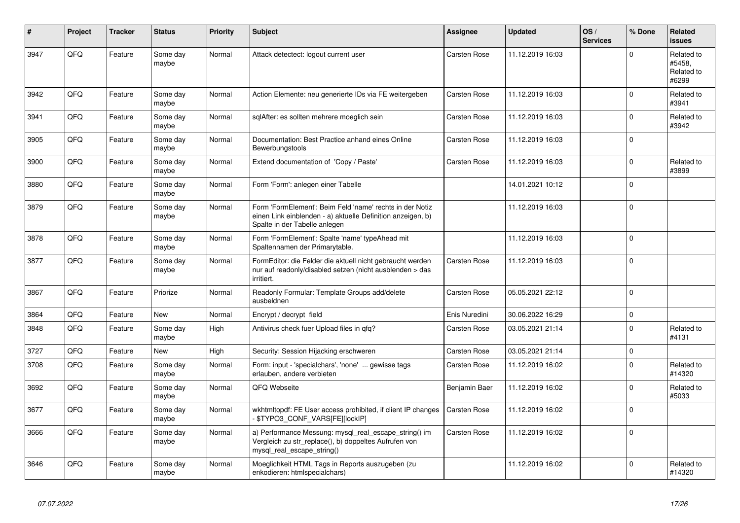| # | Project | Tracker | Status | Priority | Subject | Assignee | Updated | OS / Services | % Done | Related issues |
|---|---|---|---|---|---|---|---|---|---|---|
| 3947 | QFQ | Feature | Some day maybe | Normal | Attack detectect: logout current user | Carsten Rose | 11.12.2019 16:03 | | 0 | Related to #5458, Related to #6299 |
| 3942 | QFQ | Feature | Some day maybe | Normal | Action Elemente: neu generierte IDs via FE weitergeben | Carsten Rose | 11.12.2019 16:03 | | 0 | Related to #3941 |
| 3941 | QFQ | Feature | Some day maybe | Normal | sqlAfter: es sollten mehrere moeglich sein | Carsten Rose | 11.12.2019 16:03 | | 0 | Related to #3942 |
| 3905 | QFQ | Feature | Some day maybe | Normal | Documentation: Best Practice anhand eines Online Bewerbungstools | Carsten Rose | 11.12.2019 16:03 | | 0 | |
| 3900 | QFQ | Feature | Some day maybe | Normal | Extend documentation of 'Copy / Paste' | Carsten Rose | 11.12.2019 16:03 | | 0 | Related to #3899 |
| 3880 | QFQ | Feature | Some day maybe | Normal | Form 'Form': anlegen einer Tabelle | | 14.01.2021 10:12 | | 0 | |
| 3879 | QFQ | Feature | Some day maybe | Normal | Form 'FormElement': Beim Feld 'name' rechts in der Notiz einen Link einblenden - a) aktuelle Definition anzeigen, b) Spalte in der Tabelle anlegen | | 11.12.2019 16:03 | | 0 | |
| 3878 | QFQ | Feature | Some day maybe | Normal | Form 'FormElement': Spalte 'name' typeAhead mit Spaltennamen der Primarytable. | | 11.12.2019 16:03 | | 0 | |
| 3877 | QFQ | Feature | Some day maybe | Normal | FormEditor: die Felder die aktuell nicht gebraucht werden nur auf readonly/disabled setzen (nicht ausblenden > das irritiert. | Carsten Rose | 11.12.2019 16:03 | | 0 | |
| 3867 | QFQ | Feature | Priorize | Normal | Readonly Formular: Template Groups add/delete ausbeldnen | Carsten Rose | 05.05.2021 22:12 | | 0 | |
| 3864 | QFQ | Feature | New | Normal | Encrypt / decrypt field | Enis Nuredini | 30.06.2022 16:29 | | 0 | |
| 3848 | QFQ | Feature | Some day maybe | High | Antivirus check fuer Upload files in qfq? | Carsten Rose | 03.05.2021 21:14 | | 0 | Related to #4131 |
| 3727 | QFQ | Feature | New | High | Security: Session Hijacking erschweren | Carsten Rose | 03.05.2021 21:14 | | 0 | |
| 3708 | QFQ | Feature | Some day maybe | Normal | Form: input - 'specialchars', 'none' ... gewisse tags erlauben, andere verbieten | Carsten Rose | 11.12.2019 16:02 | | 0 | Related to #14320 |
| 3692 | QFQ | Feature | Some day maybe | Normal | QFQ Webseite | Benjamin Baer | 11.12.2019 16:02 | | 0 | Related to #5033 |
| 3677 | QFQ | Feature | Some day maybe | Normal | wkhtmltopdf: FE User access prohibited, if client IP changes - $TYPO3_CONF_VARS[FE][lockIP] | Carsten Rose | 11.12.2019 16:02 | | 0 | |
| 3666 | QFQ | Feature | Some day maybe | Normal | a) Performance Messung: mysql_real_escape_string() im Vergleich zu str_replace(), b) doppeltes Aufrufen von mysql_real_escape_string() | Carsten Rose | 11.12.2019 16:02 | | 0 | |
| 3646 | QFQ | Feature | Some day maybe | Normal | Moeglichkeit HTML Tags in Reports auszugeben (zu enkodieren: htmlspecialchars) | | 11.12.2019 16:02 | | 0 | Related to #14320 |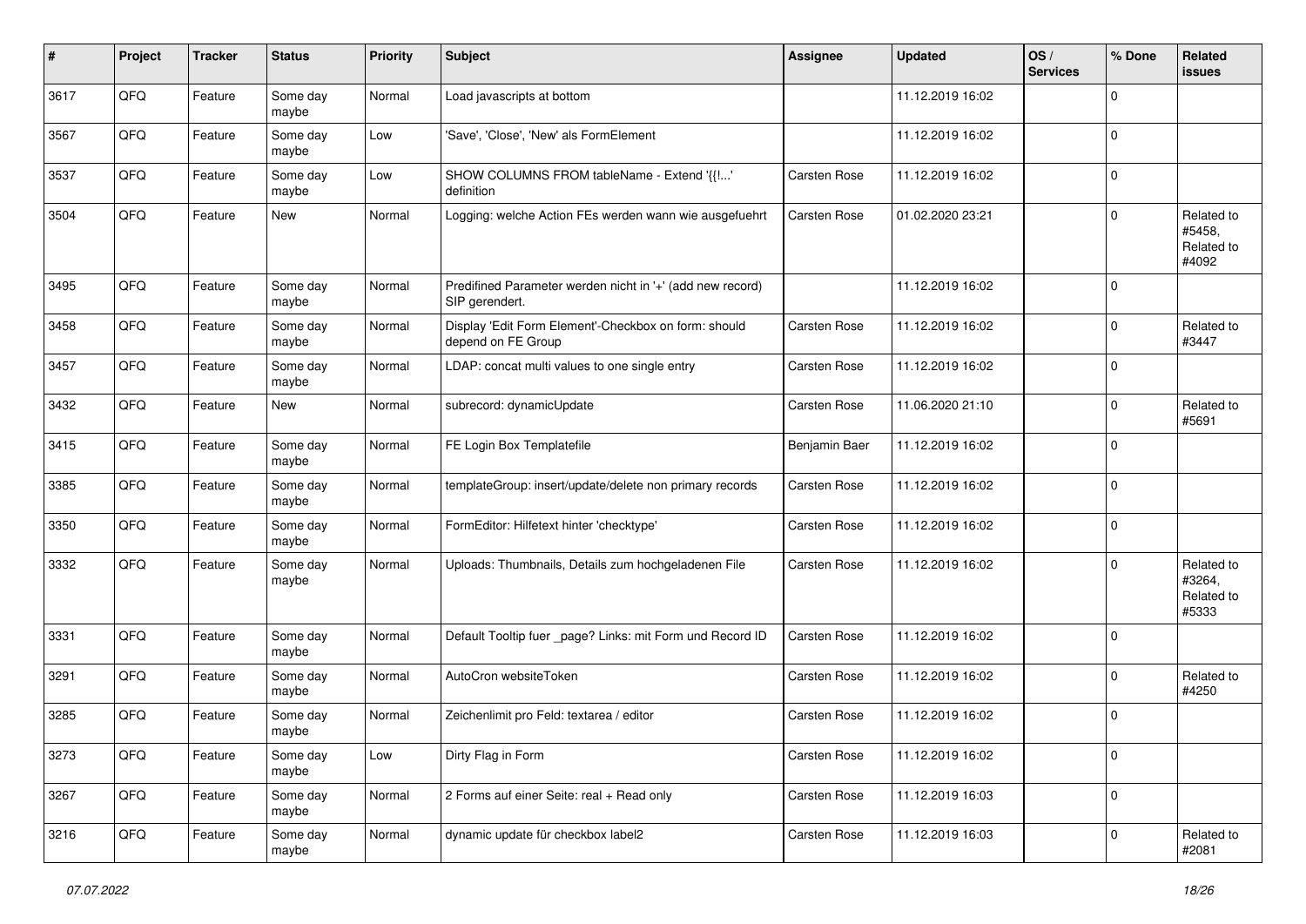| # | Project | Tracker | Status | Priority | Subject | Assignee | Updated | OS / Services | % Done | Related issues |
|---|---|---|---|---|---|---|---|---|---|---|
| 3617 | QFQ | Feature | Some day maybe | Normal | Load javascripts at bottom | | 11.12.2019 16:02 | | 0 | |
| 3567 | QFQ | Feature | Some day maybe | Low | 'Save', 'Close', 'New' als FormElement | | 11.12.2019 16:02 | | 0 | |
| 3537 | QFQ | Feature | Some day maybe | Low | SHOW COLUMNS FROM tableName - Extend '{{!...' definition | Carsten Rose | 11.12.2019 16:02 | | 0 | |
| 3504 | QFQ | Feature | New | Normal | Logging: welche Action FEs werden wann wie ausgefuehrt | Carsten Rose | 01.02.2020 23:21 | | 0 | Related to #5458, Related to #4092 |
| 3495 | QFQ | Feature | Some day maybe | Normal | Predifined Parameter werden nicht in '+' (add new record) SIP gerendert. | | 11.12.2019 16:02 | | 0 | |
| 3458 | QFQ | Feature | Some day maybe | Normal | Display 'Edit Form Element'-Checkbox on form: should depend on FE Group | Carsten Rose | 11.12.2019 16:02 | | 0 | Related to #3447 |
| 3457 | QFQ | Feature | Some day maybe | Normal | LDAP: concat multi values to one single entry | Carsten Rose | 11.12.2019 16:02 | | 0 | |
| 3432 | QFQ | Feature | New | Normal | subrecord: dynamicUpdate | Carsten Rose | 11.06.2020 21:10 | | 0 | Related to #5691 |
| 3415 | QFQ | Feature | Some day maybe | Normal | FE Login Box Templatefile | Benjamin Baer | 11.12.2019 16:02 | | 0 | |
| 3385 | QFQ | Feature | Some day maybe | Normal | templateGroup: insert/update/delete non primary records | Carsten Rose | 11.12.2019 16:02 | | 0 | |
| 3350 | QFQ | Feature | Some day maybe | Normal | FormEditor: Hilfetext hinter 'checktype' | Carsten Rose | 11.12.2019 16:02 | | 0 | |
| 3332 | QFQ | Feature | Some day maybe | Normal | Uploads: Thumbnails, Details zum hochgeladenen File | Carsten Rose | 11.12.2019 16:02 | | 0 | Related to #3264, Related to #5333 |
| 3331 | QFQ | Feature | Some day maybe | Normal | Default Tooltip fuer _page? Links: mit Form und Record ID | Carsten Rose | 11.12.2019 16:02 | | 0 | |
| 3291 | QFQ | Feature | Some day maybe | Normal | AutoCron websiteToken | Carsten Rose | 11.12.2019 16:02 | | 0 | Related to #4250 |
| 3285 | QFQ | Feature | Some day maybe | Normal | Zeichenlimit pro Feld: textarea / editor | Carsten Rose | 11.12.2019 16:02 | | 0 | |
| 3273 | QFQ | Feature | Some day maybe | Low | Dirty Flag in Form | Carsten Rose | 11.12.2019 16:02 | | 0 | |
| 3267 | QFQ | Feature | Some day maybe | Normal | 2 Forms auf einer Seite: real + Read only | Carsten Rose | 11.12.2019 16:03 | | 0 | |
| 3216 | QFQ | Feature | Some day maybe | Normal | dynamic update für checkbox label2 | Carsten Rose | 11.12.2019 16:03 | | 0 | Related to #2081 |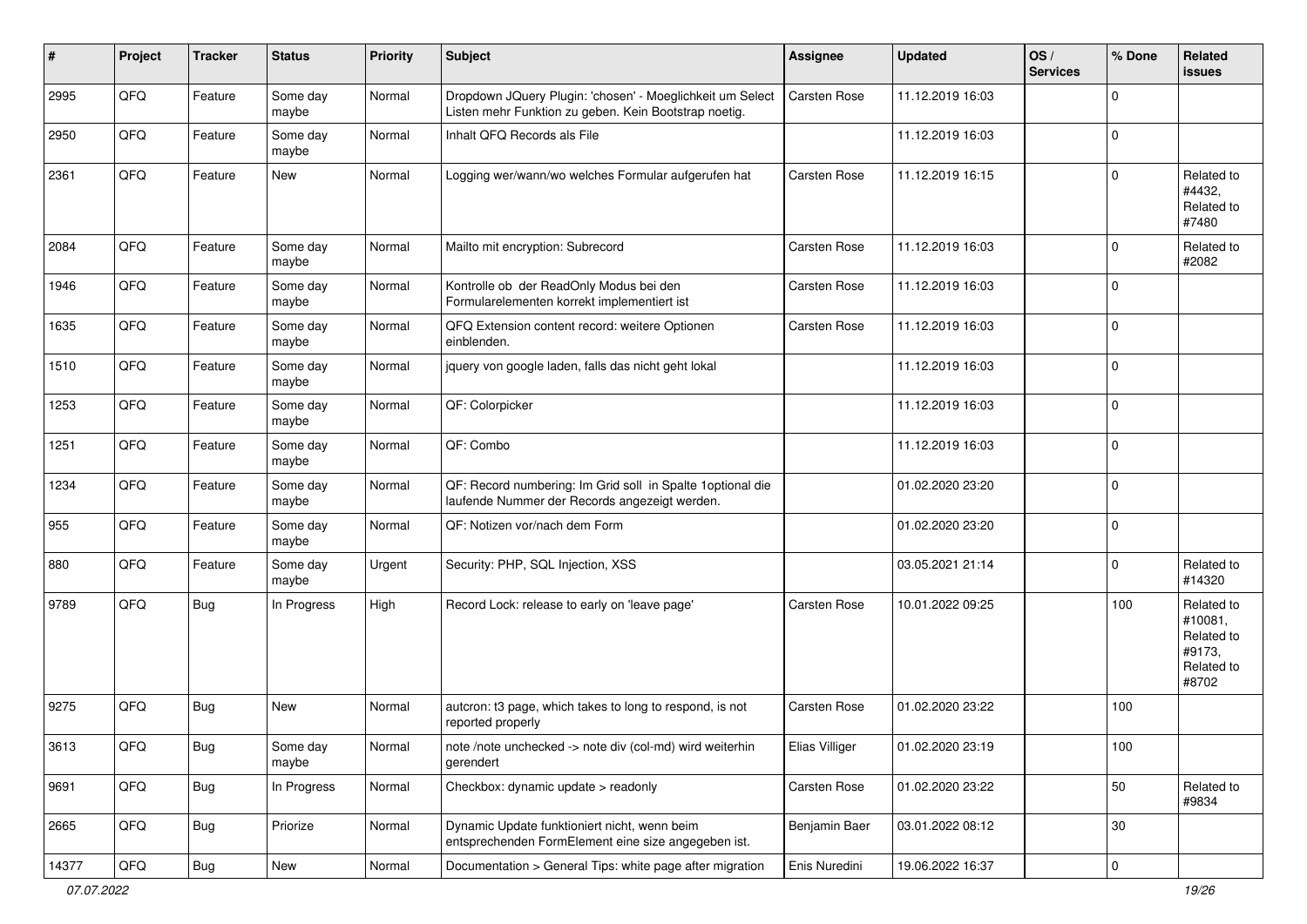| # | Project | Tracker | Status | Priority | Subject | Assignee | Updated | OS / Services | % Done | Related issues |
|---|---|---|---|---|---|---|---|---|---|---|
| 2995 | QFQ | Feature | Some day maybe | Normal | Dropdown JQuery Plugin: 'chosen' - Moeglichkeit um Select Listen mehr Funktion zu geben. Kein Bootstrap noetig. | Carsten Rose | 11.12.2019 16:03 | | 0 | |
| 2950 | QFQ | Feature | Some day maybe | Normal | Inhalt QFQ Records als File | | 11.12.2019 16:03 | | 0 | |
| 2361 | QFQ | Feature | New | Normal | Logging wer/wann/wo welches Formular aufgerufen hat | Carsten Rose | 11.12.2019 16:15 | | 0 | Related to #4432, Related to #7480 |
| 2084 | QFQ | Feature | Some day maybe | Normal | Mailto mit encryption: Subrecord | Carsten Rose | 11.12.2019 16:03 | | 0 | Related to #2082 |
| 1946 | QFQ | Feature | Some day maybe | Normal | Kontrolle ob der ReadOnly Modus bei den Formularelementen korrekt implementiert ist | Carsten Rose | 11.12.2019 16:03 | | 0 | |
| 1635 | QFQ | Feature | Some day maybe | Normal | QFQ Extension content record: weitere Optionen einblenden. | Carsten Rose | 11.12.2019 16:03 | | 0 | |
| 1510 | QFQ | Feature | Some day maybe | Normal | jquery von google laden, falls das nicht geht lokal | | 11.12.2019 16:03 | | 0 | |
| 1253 | QFQ | Feature | Some day maybe | Normal | QF: Colorpicker | | 11.12.2019 16:03 | | 0 | |
| 1251 | QFQ | Feature | Some day maybe | Normal | QF: Combo | | 11.12.2019 16:03 | | 0 | |
| 1234 | QFQ | Feature | Some day maybe | Normal | QF: Record numbering: Im Grid soll in Spalte 1optional die laufende Nummer der Records angezeigt werden. | | 01.02.2020 23:20 | | 0 | |
| 955 | QFQ | Feature | Some day maybe | Normal | QF: Notizen vor/nach dem Form | | 01.02.2020 23:20 | | 0 | |
| 880 | QFQ | Feature | Some day maybe | Urgent | Security: PHP, SQL Injection, XSS | | 03.05.2021 21:14 | | 0 | Related to #14320 |
| 9789 | QFQ | Bug | In Progress | High | Record Lock: release to early on 'leave page' | Carsten Rose | 10.01.2022 09:25 | | 100 | Related to #10081, Related to #9173, Related to #8702 |
| 9275 | QFQ | Bug | New | Normal | autcron: t3 page, which takes to long to respond, is not reported properly | Carsten Rose | 01.02.2020 23:22 | | 100 | |
| 3613 | QFQ | Bug | Some day maybe | Normal | note /note unchecked -> note div (col-md) wird weiterhin gerendert | Elias Villiger | 01.02.2020 23:19 | | 100 | |
| 9691 | QFQ | Bug | In Progress | Normal | Checkbox: dynamic update > readonly | Carsten Rose | 01.02.2020 23:22 | | 50 | Related to #9834 |
| 2665 | QFQ | Bug | Priorize | Normal | Dynamic Update funktioniert nicht, wenn beim entsprechenden FormElement eine size angegeben ist. | Benjamin Baer | 03.01.2022 08:12 | | 30 | |
| 14377 | QFQ | Bug | New | Normal | Documentation > General Tips: white page after migration | Enis Nuredini | 19.06.2022 16:37 | | 0 | |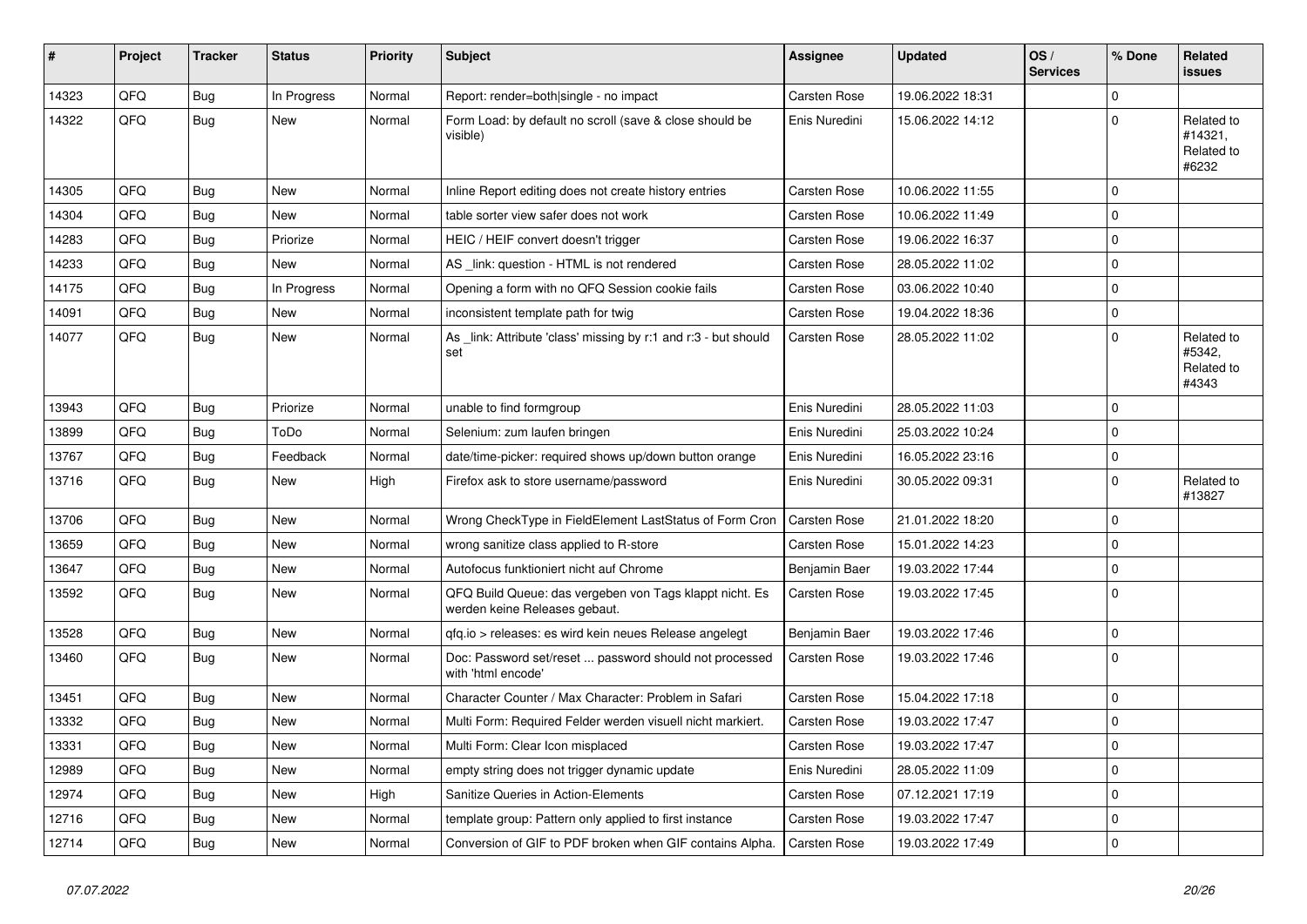| # | Project | Tracker | Status | Priority | Subject | Assignee | Updated | OS / Services | % Done | Related issues |
|---|---|---|---|---|---|---|---|---|---|---|
| 14323 | QFQ | Bug | In Progress | Normal | Report: render=both\|single - no impact | Carsten Rose | 19.06.2022 18:31 | | 0 | |
| 14322 | QFQ | Bug | New | Normal | Form Load: by default no scroll (save & close should be visible) | Enis Nuredini | 15.06.2022 14:12 | | 0 | Related to #14321, Related to #6232 |
| 14305 | QFQ | Bug | New | Normal | Inline Report editing does not create history entries | Carsten Rose | 10.06.2022 11:55 | | 0 | |
| 14304 | QFQ | Bug | New | Normal | table sorter view safer does not work | Carsten Rose | 10.06.2022 11:49 | | 0 | |
| 14283 | QFQ | Bug | Priorize | Normal | HEIC / HEIF convert doesn't trigger | Carsten Rose | 19.06.2022 16:37 | | 0 | |
| 14233 | QFQ | Bug | New | Normal | AS _link: question - HTML is not rendered | Carsten Rose | 28.05.2022 11:02 | | 0 | |
| 14175 | QFQ | Bug | In Progress | Normal | Opening a form with no QFQ Session cookie fails | Carsten Rose | 03.06.2022 10:40 | | 0 | |
| 14091 | QFQ | Bug | New | Normal | inconsistent template path for twig | Carsten Rose | 19.04.2022 18:36 | | 0 | |
| 14077 | QFQ | Bug | New | Normal | As _link: Attribute 'class' missing by r:1 and r:3 - but should set | Carsten Rose | 28.05.2022 11:02 | | 0 | Related to #5342, Related to #4343 |
| 13943 | QFQ | Bug | Priorize | Normal | unable to find formgroup | Enis Nuredini | 28.05.2022 11:03 | | 0 | |
| 13899 | QFQ | Bug | ToDo | Normal | Selenium: zum laufen bringen | Enis Nuredini | 25.03.2022 10:24 | | 0 | |
| 13767 | QFQ | Bug | Feedback | Normal | date/time-picker: required shows up/down button orange | Enis Nuredini | 16.05.2022 23:16 | | 0 | |
| 13716 | QFQ | Bug | New | High | Firefox ask to store username/password | Enis Nuredini | 30.05.2022 09:31 | | 0 | Related to #13827 |
| 13706 | QFQ | Bug | New | Normal | Wrong CheckType in FieldElement LastStatus of Form Cron | Carsten Rose | 21.01.2022 18:20 | | 0 | |
| 13659 | QFQ | Bug | New | Normal | wrong sanitize class applied to R-store | Carsten Rose | 15.01.2022 14:23 | | 0 | |
| 13647 | QFQ | Bug | New | Normal | Autofocus funktioniert nicht auf Chrome | Benjamin Baer | 19.03.2022 17:44 | | 0 | |
| 13592 | QFQ | Bug | New | Normal | QFQ Build Queue: das vergeben von Tags klappt nicht. Es werden keine Releases gebaut. | Carsten Rose | 19.03.2022 17:45 | | 0 | |
| 13528 | QFQ | Bug | New | Normal | qfq.io > releases: es wird kein neues Release angelegt | Benjamin Baer | 19.03.2022 17:46 | | 0 | |
| 13460 | QFQ | Bug | New | Normal | Doc: Password set/reset ... password should not processed with 'html encode' | Carsten Rose | 19.03.2022 17:46 | | 0 | |
| 13451 | QFQ | Bug | New | Normal | Character Counter / Max Character: Problem in Safari | Carsten Rose | 15.04.2022 17:18 | | 0 | |
| 13332 | QFQ | Bug | New | Normal | Multi Form: Required Felder werden visuell nicht markiert. | Carsten Rose | 19.03.2022 17:47 | | 0 | |
| 13331 | QFQ | Bug | New | Normal | Multi Form: Clear Icon misplaced | Carsten Rose | 19.03.2022 17:47 | | 0 | |
| 12989 | QFQ | Bug | New | Normal | empty string does not trigger dynamic update | Enis Nuredini | 28.05.2022 11:09 | | 0 | |
| 12974 | QFQ | Bug | New | High | Sanitize Queries in Action-Elements | Carsten Rose | 07.12.2021 17:19 | | 0 | |
| 12716 | QFQ | Bug | New | Normal | template group: Pattern only applied to first instance | Carsten Rose | 19.03.2022 17:47 | | 0 | |
| 12714 | QFQ | Bug | New | Normal | Conversion of GIF to PDF broken when GIF contains Alpha. | Carsten Rose | 19.03.2022 17:49 | | 0 | |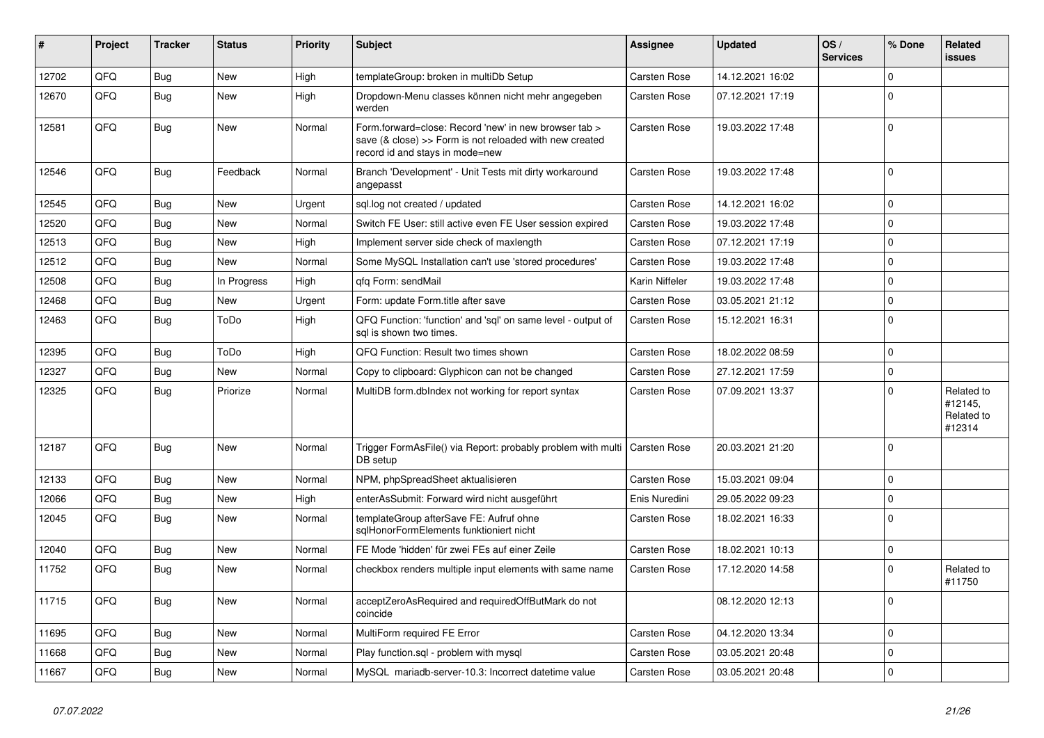| # | Project | Tracker | Status | Priority | Subject | Assignee | Updated | OS / Services | % Done | Related issues |
|---|---|---|---|---|---|---|---|---|---|---|
| 12702 | QFQ | Bug | New | High | templateGroup: broken in multiDb Setup | Carsten Rose | 14.12.2021 16:02 | | 0 | |
| 12670 | QFQ | Bug | New | High | Dropdown-Menu classes können nicht mehr angegeben werden | Carsten Rose | 07.12.2021 17:19 | | 0 | |
| 12581 | QFQ | Bug | New | Normal | Form.forward=close: Record 'new' in new browser tab > save (& close) >> Form is not reloaded with new created record id and stays in mode=new | Carsten Rose | 19.03.2022 17:48 | | 0 | |
| 12546 | QFQ | Bug | Feedback | Normal | Branch 'Development' - Unit Tests mit dirty workaround angepasst | Carsten Rose | 19.03.2022 17:48 | | 0 | |
| 12545 | QFQ | Bug | New | Urgent | sql.log not created / updated | Carsten Rose | 14.12.2021 16:02 | | 0 | |
| 12520 | QFQ | Bug | New | Normal | Switch FE User: still active even FE User session expired | Carsten Rose | 19.03.2022 17:48 | | 0 | |
| 12513 | QFQ | Bug | New | High | Implement server side check of maxlength | Carsten Rose | 07.12.2021 17:19 | | 0 | |
| 12512 | QFQ | Bug | New | Normal | Some MySQL Installation can't use 'stored procedures' | Carsten Rose | 19.03.2022 17:48 | | 0 | |
| 12508 | QFQ | Bug | In Progress | High | qfq Form: sendMail | Karin Niffeler | 19.03.2022 17:48 | | 0 | |
| 12468 | QFQ | Bug | New | Urgent | Form: update Form.title after save | Carsten Rose | 03.05.2021 21:12 | | 0 | |
| 12463 | QFQ | Bug | ToDo | High | QFQ Function: 'function' and 'sql' on same level - output of sql is shown two times. | Carsten Rose | 15.12.2021 16:31 | | 0 | |
| 12395 | QFQ | Bug | ToDo | High | QFQ Function: Result two times shown | Carsten Rose | 18.02.2022 08:59 | | 0 | |
| 12327 | QFQ | Bug | New | Normal | Copy to clipboard: Glyphicon can not be changed | Carsten Rose | 27.12.2021 17:59 | | 0 | |
| 12325 | QFQ | Bug | Priorize | Normal | MultiDB form.dbIndex not working for report syntax | Carsten Rose | 07.09.2021 13:37 | | 0 | Related to #12145, Related to #12314 |
| 12187 | QFQ | Bug | New | Normal | Trigger FormAsFile() via Report: probably problem with multi DB setup | Carsten Rose | 20.03.2021 21:20 | | 0 | |
| 12133 | QFQ | Bug | New | Normal | NPM, phpSpreadSheet aktualisieren | Carsten Rose | 15.03.2021 09:04 | | 0 | |
| 12066 | QFQ | Bug | New | High | enterAsSubmit: Forward wird nicht ausgeführt | Enis Nuredini | 29.05.2022 09:23 | | 0 | |
| 12045 | QFQ | Bug | New | Normal | templateGroup afterSave FE: Aufruf ohne sqlHonorFormElements funktioniert nicht | Carsten Rose | 18.02.2021 16:33 | | 0 | |
| 12040 | QFQ | Bug | New | Normal | FE Mode 'hidden' für zwei FEs auf einer Zeile | Carsten Rose | 18.02.2021 10:13 | | 0 | |
| 11752 | QFQ | Bug | New | Normal | checkbox renders multiple input elements with same name | Carsten Rose | 17.12.2020 14:58 | | 0 | Related to #11750 |
| 11715 | QFQ | Bug | New | Normal | acceptZeroAsRequired and requiredOffButMark do not coincide | | 08.12.2020 12:13 | | 0 | |
| 11695 | QFQ | Bug | New | Normal | MultiForm required FE Error | Carsten Rose | 04.12.2020 13:34 | | 0 | |
| 11668 | QFQ | Bug | New | Normal | Play function.sql - problem with mysql | Carsten Rose | 03.05.2021 20:48 | | 0 | |
| 11667 | QFQ | Bug | New | Normal | MySQL mariadb-server-10.3: Incorrect datetime value | Carsten Rose | 03.05.2021 20:48 | | 0 | |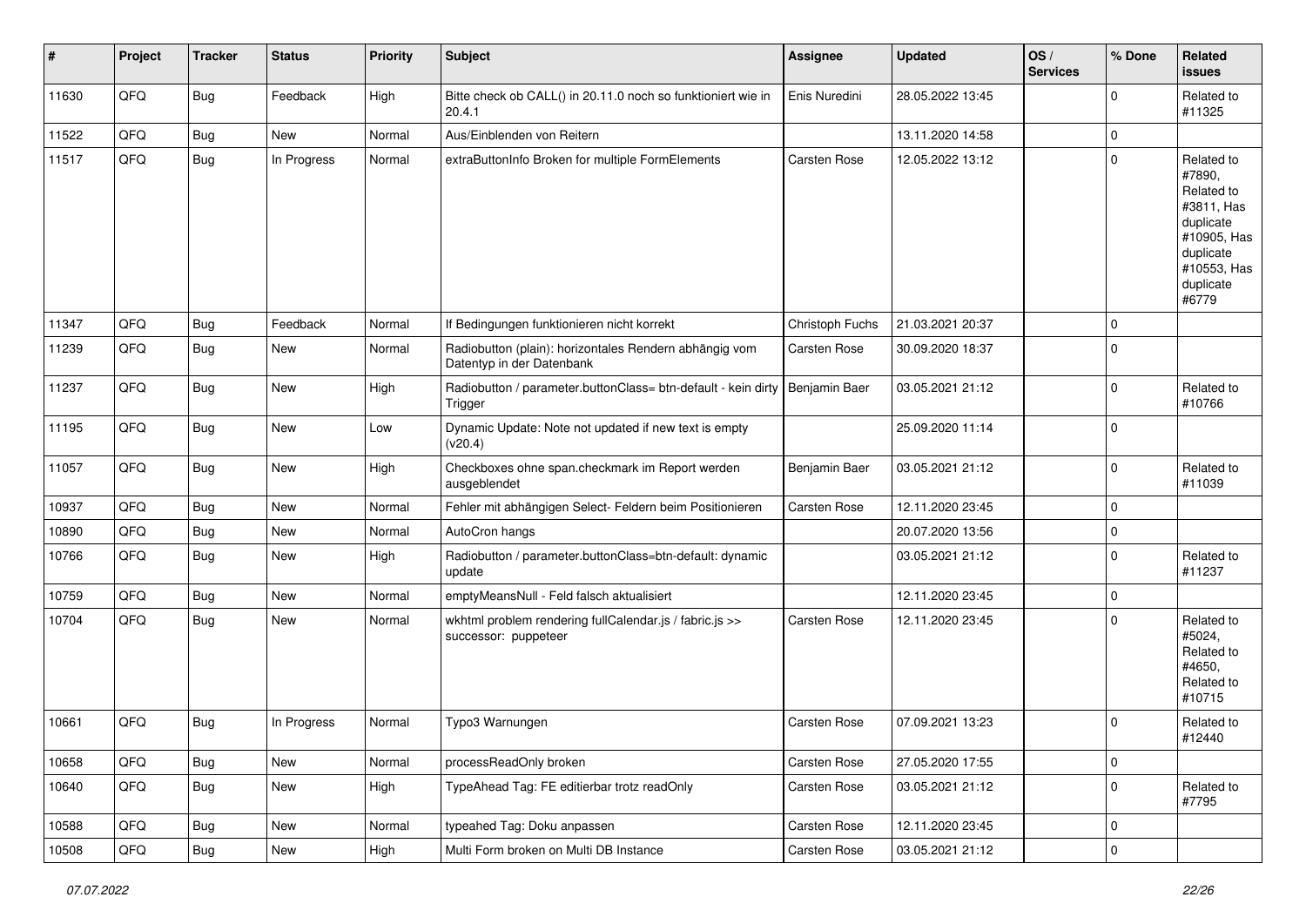| # | Project | Tracker | Status | Priority | Subject | Assignee | Updated | OS / Services | % Done | Related issues |
|---|---|---|---|---|---|---|---|---|---|---|
| 11630 | QFQ | Bug | Feedback | High | Bitte check ob CALL() in 20.11.0 noch so funktioniert wie in 20.4.1 | Enis Nuredini | 28.05.2022 13:45 | | 0 | Related to #11325 |
| 11522 | QFQ | Bug | New | Normal | Aus/Einblenden von Reitern | | 13.11.2020 14:58 | | 0 | |
| 11517 | QFQ | Bug | In Progress | Normal | extraButtonInfo Broken for multiple FormElements | Carsten Rose | 12.05.2022 13:12 | | 0 | Related to #7890, Related to #3811, Has duplicate #10905, Has duplicate #10553, Has duplicate #6779 |
| 11347 | QFQ | Bug | Feedback | Normal | If Bedingungen funktionieren nicht korrekt | Christoph Fuchs | 21.03.2021 20:37 | | 0 | |
| 11239 | QFQ | Bug | New | Normal | Radiobutton (plain): horizontales Rendern abhängig vom Datentyp in der Datenbank | Carsten Rose | 30.09.2020 18:37 | | 0 | |
| 11237 | QFQ | Bug | New | High | Radiobutton / parameter.buttonClass= btn-default - kein dirty Trigger | Benjamin Baer | 03.05.2021 21:12 | | 0 | Related to #10766 |
| 11195 | QFQ | Bug | New | Low | Dynamic Update: Note not updated if new text is empty (v20.4) | | 25.09.2020 11:14 | | 0 | |
| 11057 | QFQ | Bug | New | High | Checkboxes ohne span.checkmark im Report werden ausgeblendet | Benjamin Baer | 03.05.2021 21:12 | | 0 | Related to #11039 |
| 10937 | QFQ | Bug | New | Normal | Fehler mit abhängigen Select- Feldern beim Positionieren | Carsten Rose | 12.11.2020 23:45 | | 0 | |
| 10890 | QFQ | Bug | New | Normal | AutoCron hangs | | 20.07.2020 13:56 | | 0 | |
| 10766 | QFQ | Bug | New | High | Radiobutton / parameter.buttonClass=btn-default: dynamic update | | 03.05.2021 21:12 | | 0 | Related to #11237 |
| 10759 | QFQ | Bug | New | Normal | emptyMeansNull - Feld falsch aktualisiert | | 12.11.2020 23:45 | | 0 | |
| 10704 | QFQ | Bug | New | Normal | wkhtml problem rendering fullCalendar.js / fabric.js >> successor: puppeteer | Carsten Rose | 12.11.2020 23:45 | | 0 | Related to #5024, Related to #4650, Related to #10715 |
| 10661 | QFQ | Bug | In Progress | Normal | Typo3 Warnungen | Carsten Rose | 07.09.2021 13:23 | | 0 | Related to #12440 |
| 10658 | QFQ | Bug | New | Normal | processReadOnly broken | Carsten Rose | 27.05.2020 17:55 | | 0 | |
| 10640 | QFQ | Bug | New | High | TypeAhead Tag: FE editierbar trotz readOnly | Carsten Rose | 03.05.2021 21:12 | | 0 | Related to #7795 |
| 10588 | QFQ | Bug | New | Normal | typeahed Tag: Doku anpassen | Carsten Rose | 12.11.2020 23:45 | | 0 | |
| 10508 | QFQ | Bug | New | High | Multi Form broken on Multi DB Instance | Carsten Rose | 03.05.2021 21:12 | | 0 | |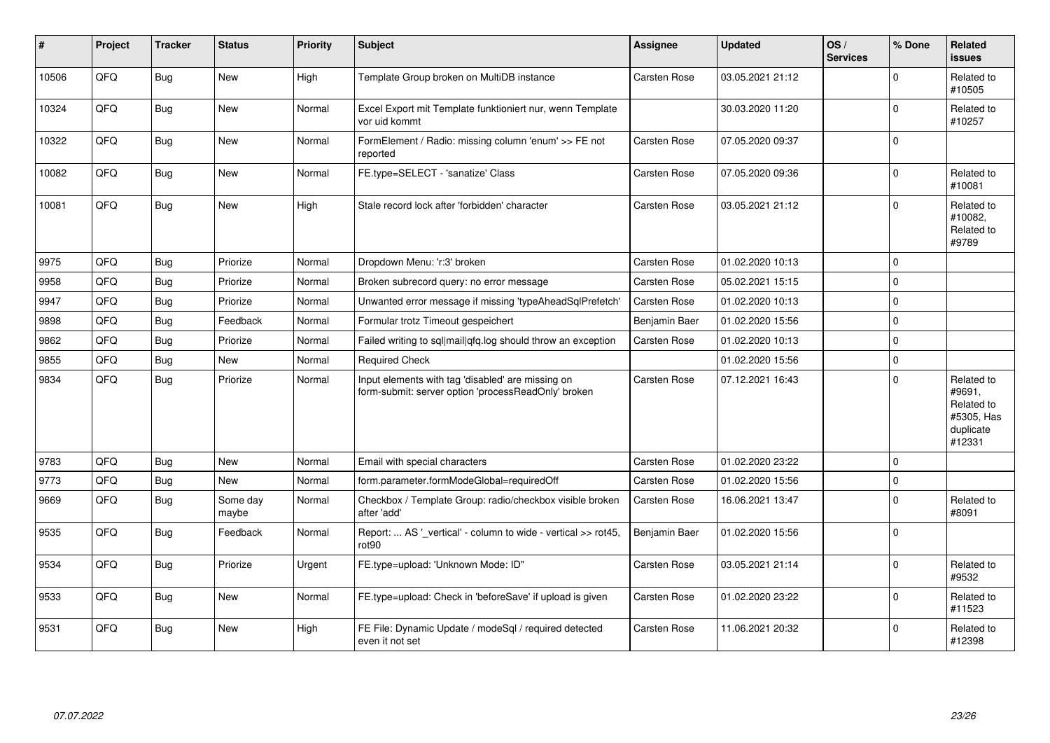| # | Project | Tracker | Status | Priority | Subject | Assignee | Updated | OS / Services | % Done | Related issues |
|---|---|---|---|---|---|---|---|---|---|---|
| 10506 | QFQ | Bug | New | High | Template Group broken on MultiDB instance | Carsten Rose | 03.05.2021 21:12 | | 0 | Related to #10505 |
| 10324 | QFQ | Bug | New | Normal | Excel Export mit Template funktioniert nur, wenn Template vor uid kommt | | 30.03.2020 11:20 | | 0 | Related to #10257 |
| 10322 | QFQ | Bug | New | Normal | FormElement / Radio: missing column 'enum' >> FE not reported | Carsten Rose | 07.05.2020 09:37 | | 0 | |
| 10082 | QFQ | Bug | New | Normal | FE.type=SELECT - 'sanatize' Class | Carsten Rose | 07.05.2020 09:36 | | 0 | Related to #10081 |
| 10081 | QFQ | Bug | New | High | Stale record lock after 'forbidden' character | Carsten Rose | 03.05.2021 21:12 | | 0 | Related to #10082, Related to #9789 |
| 9975 | QFQ | Bug | Priorize | Normal | Dropdown Menu: 'r:3' broken | Carsten Rose | 01.02.2020 10:13 | | 0 | |
| 9958 | QFQ | Bug | Priorize | Normal | Broken subrecord query: no error message | Carsten Rose | 05.02.2021 15:15 | | 0 | |
| 9947 | QFQ | Bug | Priorize | Normal | Unwanted error message if missing 'typeAheadSqlPrefetch' | Carsten Rose | 01.02.2020 10:13 | | 0 | |
| 9898 | QFQ | Bug | Feedback | Normal | Formular trotz Timeout gespeichert | Benjamin Baer | 01.02.2020 15:56 | | 0 | |
| 9862 | QFQ | Bug | Priorize | Normal | Failed writing to sql\|mail\|qfq.log should throw an exception | Carsten Rose | 01.02.2020 10:13 | | 0 | |
| 9855 | QFQ | Bug | New | Normal | Required Check | | 01.02.2020 15:56 | | 0 | |
| 9834 | QFQ | Bug | Priorize | Normal | Input elements with tag 'disabled' are missing on form-submit: server option 'processReadOnly' broken | Carsten Rose | 07.12.2021 16:43 | | 0 | Related to #9691, Related to #5305, Has duplicate #12331 |
| 9783 | QFQ | Bug | New | Normal | Email with special characters | Carsten Rose | 01.02.2020 23:22 | | 0 | |
| 9773 | QFQ | Bug | New | Normal | form.parameter.formModeGlobal=requiredOff | Carsten Rose | 01.02.2020 15:56 | | 0 | |
| 9669 | QFQ | Bug | Some day maybe | Normal | Checkbox / Template Group: radio/checkbox visible broken after 'add' | Carsten Rose | 16.06.2021 13:47 | | 0 | Related to #8091 |
| 9535 | QFQ | Bug | Feedback | Normal | Report: ... AS '_vertical' - column to wide - vertical >> rot45, rot90 | Benjamin Baer | 01.02.2020 15:56 | | 0 | |
| 9534 | QFQ | Bug | Priorize | Urgent | FE.type=upload: 'Unknown Mode: ID" | Carsten Rose | 03.05.2021 21:14 | | 0 | Related to #9532 |
| 9533 | QFQ | Bug | New | Normal | FE.type=upload: Check in 'beforeSave' if upload is given | Carsten Rose | 01.02.2020 23:22 | | 0 | Related to #11523 |
| 9531 | QFQ | Bug | New | High | FE File: Dynamic Update / modeSql / required detected even it not set | Carsten Rose | 11.06.2021 20:32 | | 0 | Related to #12398 |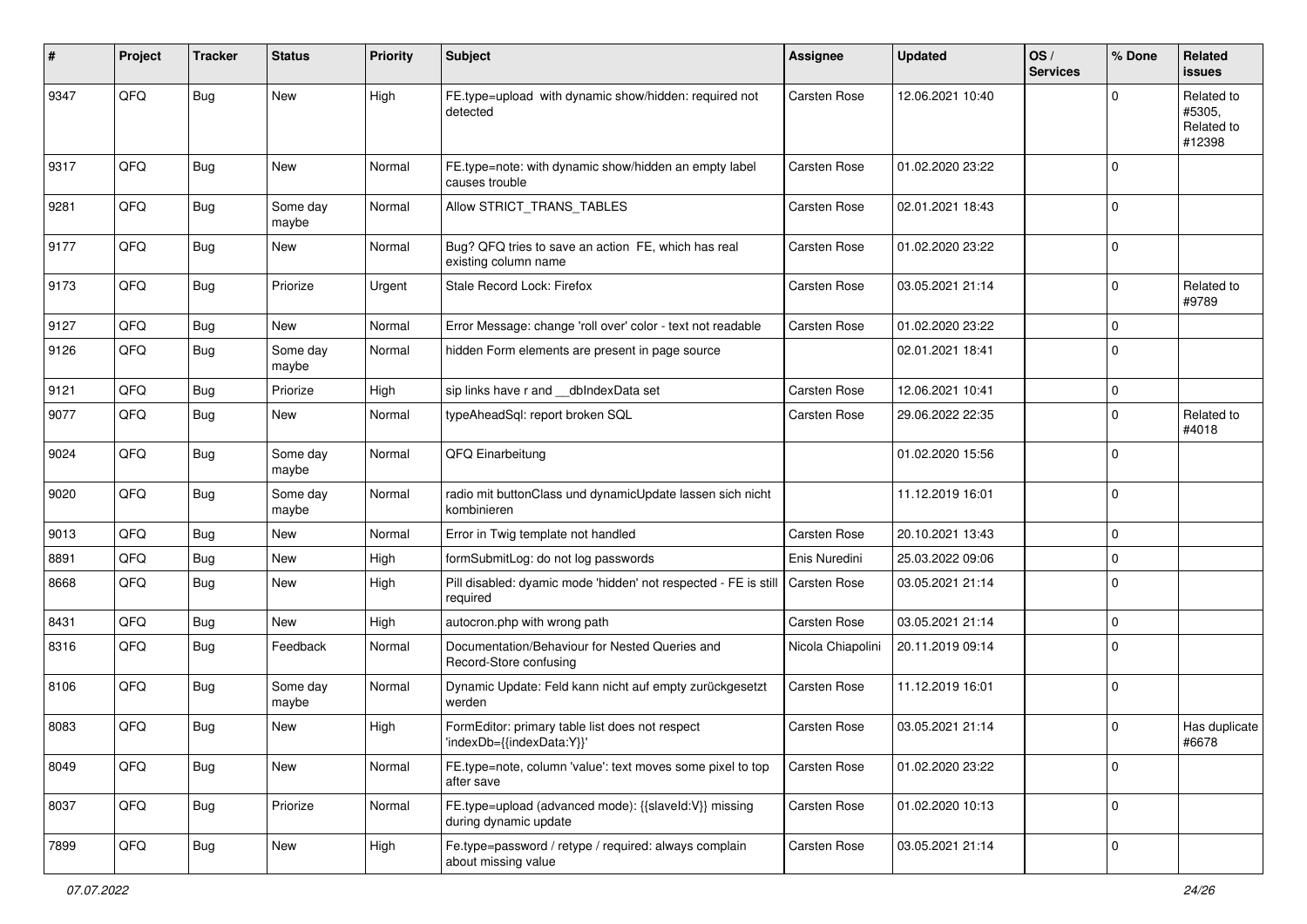| # | Project | Tracker | Status | Priority | Subject | Assignee | Updated | OS / Services | % Done | Related issues |
|---|---|---|---|---|---|---|---|---|---|---|
| 9347 | QFQ | Bug | New | High | FE.type=upload with dynamic show/hidden: required not detected | Carsten Rose | 12.06.2021 10:40 | | 0 | Related to #5305, Related to #12398 |
| 9317 | QFQ | Bug | New | Normal | FE.type=note: with dynamic show/hidden an empty label causes trouble | Carsten Rose | 01.02.2020 23:22 | | 0 | |
| 9281 | QFQ | Bug | Some day maybe | Normal | Allow STRICT_TRANS_TABLES | Carsten Rose | 02.01.2021 18:43 | | 0 | |
| 9177 | QFQ | Bug | New | Normal | Bug? QFQ tries to save an action FE, which has real existing column name | Carsten Rose | 01.02.2020 23:22 | | 0 | |
| 9173 | QFQ | Bug | Priorize | Urgent | Stale Record Lock: Firefox | Carsten Rose | 03.05.2021 21:14 | | 0 | Related to #9789 |
| 9127 | QFQ | Bug | New | Normal | Error Message: change 'roll over' color - text not readable | Carsten Rose | 01.02.2020 23:22 | | 0 | |
| 9126 | QFQ | Bug | Some day maybe | Normal | hidden Form elements are present in page source | | 02.01.2021 18:41 | | 0 | |
| 9121 | QFQ | Bug | Priorize | High | sip links have r and __dbIndexData set | Carsten Rose | 12.06.2021 10:41 | | 0 | |
| 9077 | QFQ | Bug | New | Normal | typeAheadSql: report broken SQL | Carsten Rose | 29.06.2022 22:35 | | 0 | Related to #4018 |
| 9024 | QFQ | Bug | Some day maybe | Normal | QFQ Einarbeitung | | 01.02.2020 15:56 | | 0 | |
| 9020 | QFQ | Bug | Some day maybe | Normal | radio mit buttonClass und dynamicUpdate lassen sich nicht kombinieren | | 11.12.2019 16:01 | | 0 | |
| 9013 | QFQ | Bug | New | Normal | Error in Twig template not handled | Carsten Rose | 20.10.2021 13:43 | | 0 | |
| 8891 | QFQ | Bug | New | High | formSubmitLog: do not log passwords | Enis Nuredini | 25.03.2022 09:06 | | 0 | |
| 8668 | QFQ | Bug | New | High | Pill disabled: dyamic mode 'hidden' not respected - FE is still required | Carsten Rose | 03.05.2021 21:14 | | 0 | |
| 8431 | QFQ | Bug | New | High | autocron.php with wrong path | Carsten Rose | 03.05.2021 21:14 | | 0 | |
| 8316 | QFQ | Bug | Feedback | Normal | Documentation/Behaviour for Nested Queries and Record-Store confusing | Nicola Chiapolini | 20.11.2019 09:14 | | 0 | |
| 8106 | QFQ | Bug | Some day maybe | Normal | Dynamic Update: Feld kann nicht auf empty zurückgesetzt werden | Carsten Rose | 11.12.2019 16:01 | | 0 | |
| 8083 | QFQ | Bug | New | High | FormEditor: primary table list does not respect 'indexDb={{indexData:Y}}' | Carsten Rose | 03.05.2021 21:14 | | 0 | Has duplicate #6678 |
| 8049 | QFQ | Bug | New | Normal | FE.type=note, column 'value': text moves some pixel to top after save | Carsten Rose | 01.02.2020 23:22 | | 0 | |
| 8037 | QFQ | Bug | Priorize | Normal | FE.type=upload (advanced mode): {{slaveId:V}} missing during dynamic update | Carsten Rose | 01.02.2020 10:13 | | 0 | |
| 7899 | QFQ | Bug | New | High | Fe.type=password / retype / required: always complain about missing value | Carsten Rose | 03.05.2021 21:14 | | 0 | |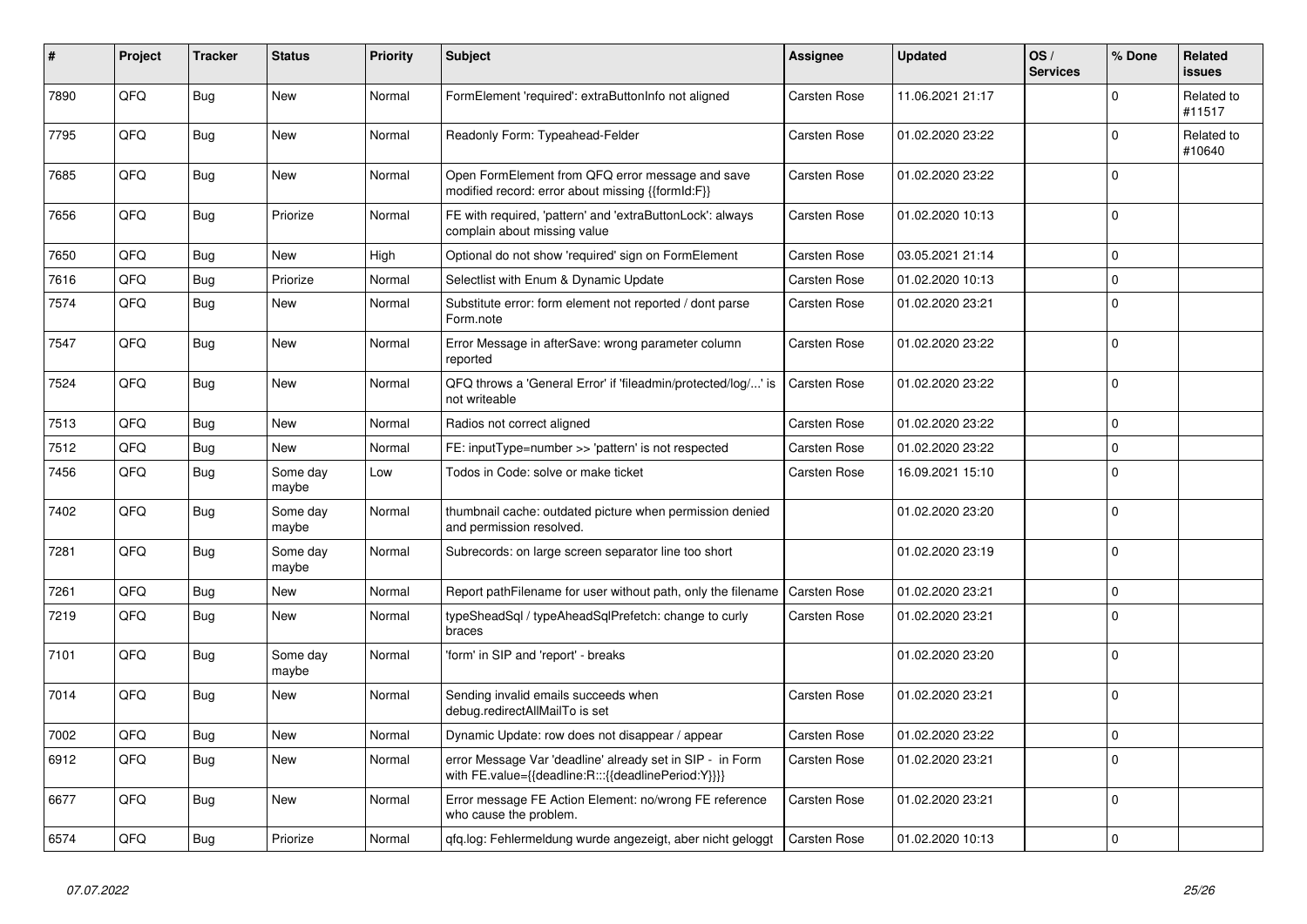| # | Project | Tracker | Status | Priority | Subject | Assignee | Updated | OS / Services | % Done | Related issues |
|---|---|---|---|---|---|---|---|---|---|---|
| 7890 | QFQ | Bug | New | Normal | FormElement 'required': extraButtonInfo not aligned | Carsten Rose | 11.06.2021 21:17 | | 0 | Related to #11517 |
| 7795 | QFQ | Bug | New | Normal | Readonly Form: Typeahead-Felder | Carsten Rose | 01.02.2020 23:22 | | 0 | Related to #10640 |
| 7685 | QFQ | Bug | New | Normal | Open FormElement from QFQ error message and save modified record: error about missing {{formId:F}} | Carsten Rose | 01.02.2020 23:22 | | 0 | |
| 7656 | QFQ | Bug | Priorize | Normal | FE with required, 'pattern' and 'extraButtonLock': always complain about missing value | Carsten Rose | 01.02.2020 10:13 | | 0 | |
| 7650 | QFQ | Bug | New | High | Optional do not show 'required' sign on FormElement | Carsten Rose | 03.05.2021 21:14 | | 0 | |
| 7616 | QFQ | Bug | Priorize | Normal | Selectlist with Enum & Dynamic Update | Carsten Rose | 01.02.2020 10:13 | | 0 | |
| 7574 | QFQ | Bug | New | Normal | Substitute error: form element not reported / dont parse Form.note | Carsten Rose | 01.02.2020 23:21 | | 0 | |
| 7547 | QFQ | Bug | New | Normal | Error Message in afterSave: wrong parameter column reported | Carsten Rose | 01.02.2020 23:22 | | 0 | |
| 7524 | QFQ | Bug | New | Normal | QFQ throws a 'General Error' if 'fileadmin/protected/log/...' is not writeable | Carsten Rose | 01.02.2020 23:22 | | 0 | |
| 7513 | QFQ | Bug | New | Normal | Radios not correct aligned | Carsten Rose | 01.02.2020 23:22 | | 0 | |
| 7512 | QFQ | Bug | New | Normal | FE: inputType=number >> 'pattern' is not respected | Carsten Rose | 01.02.2020 23:22 | | 0 | |
| 7456 | QFQ | Bug | Some day maybe | Low | Todos in Code: solve or make ticket | Carsten Rose | 16.09.2021 15:10 | | 0 | |
| 7402 | QFQ | Bug | Some day maybe | Normal | thumbnail cache: outdated picture when permission denied and permission resolved. | | 01.02.2020 23:20 | | 0 | |
| 7281 | QFQ | Bug | Some day maybe | Normal | Subrecords: on large screen separator line too short | | 01.02.2020 23:19 | | 0 | |
| 7261 | QFQ | Bug | New | Normal | Report pathFilename for user without path, only the filename | Carsten Rose | 01.02.2020 23:21 | | 0 | |
| 7219 | QFQ | Bug | New | Normal | typeSheadSql / typeAheadSqlPrefetch: change to curly braces | Carsten Rose | 01.02.2020 23:21 | | 0 | |
| 7101 | QFQ | Bug | Some day maybe | Normal | 'form' in SIP and 'report' - breaks | | 01.02.2020 23:20 | | 0 | |
| 7014 | QFQ | Bug | New | Normal | Sending invalid emails succeeds when debug.redirectAllMailTo is set | Carsten Rose | 01.02.2020 23:21 | | 0 | |
| 7002 | QFQ | Bug | New | Normal | Dynamic Update: row does not disappear / appear | Carsten Rose | 01.02.2020 23:22 | | 0 | |
| 6912 | QFQ | Bug | New | Normal | error Message Var 'deadline' already set in SIP - in Form with FE.value={{deadline:R:::{{deadlinePeriod:Y}}}} | Carsten Rose | 01.02.2020 23:21 | | 0 | |
| 6677 | QFQ | Bug | New | Normal | Error message FE Action Element: no/wrong FE reference who cause the problem. | Carsten Rose | 01.02.2020 23:21 | | 0 | |
| 6574 | QFQ | Bug | Priorize | Normal | qfq.log: Fehlermeldung wurde angezeigt, aber nicht geloggt | Carsten Rose | 01.02.2020 10:13 | | 0 | |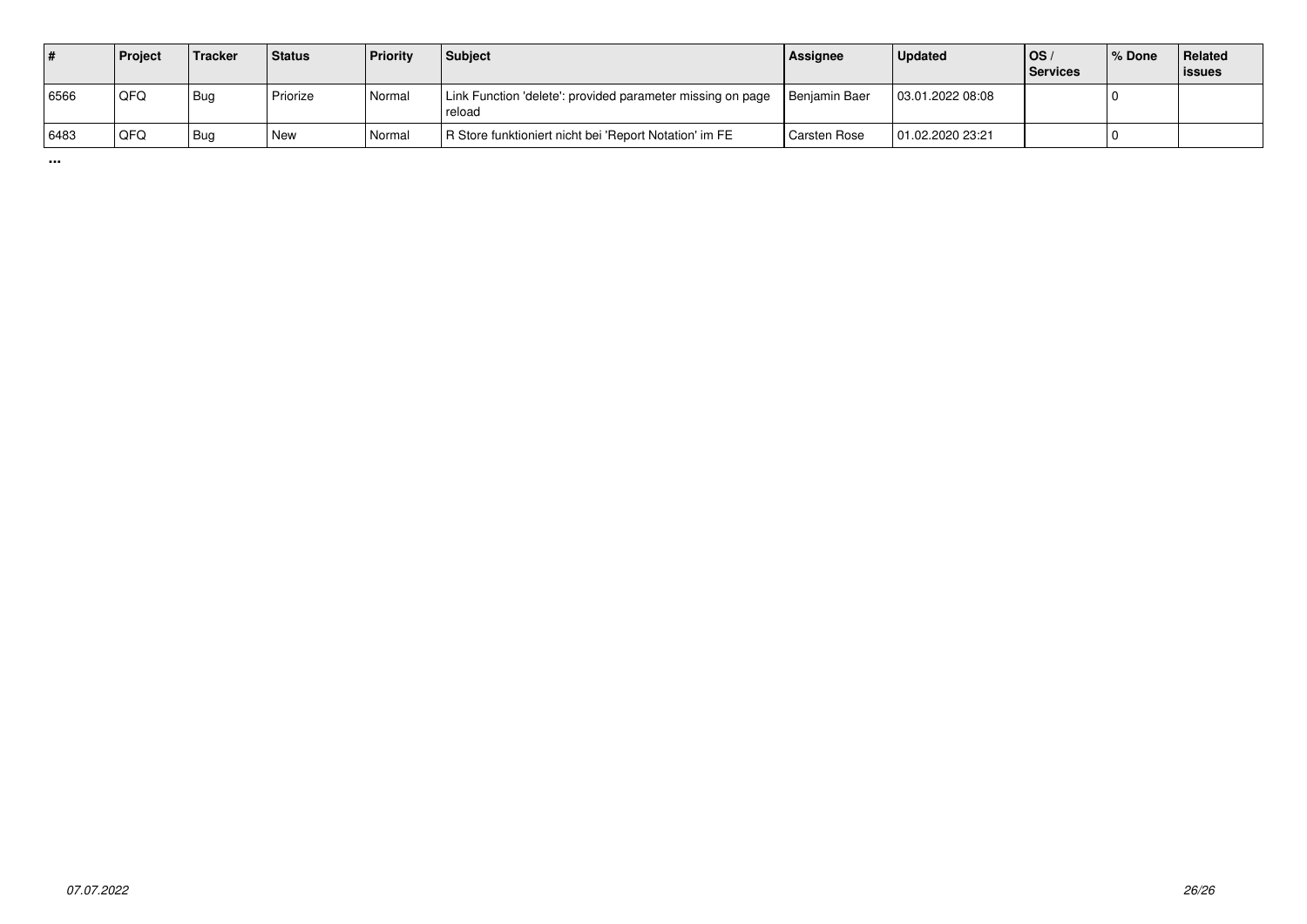| # | Project | Tracker | Status | Priority | Subject | Assignee | Updated | OS / Services | % Done | Related issues |
|---|---|---|---|---|---|---|---|---|---|---|
| 6566 | QFQ | Bug | Priorize | Normal | Link Function 'delete': provided parameter missing on page reload | Benjamin Baer | 03.01.2022 08:08 | | 0 | |
| 6483 | QFQ | Bug | New | Normal | R Store funktioniert nicht bei 'Report Notation' im FE | Carsten Rose | 01.02.2020 23:21 | | 0 | |

**...**

*07.07.2022*